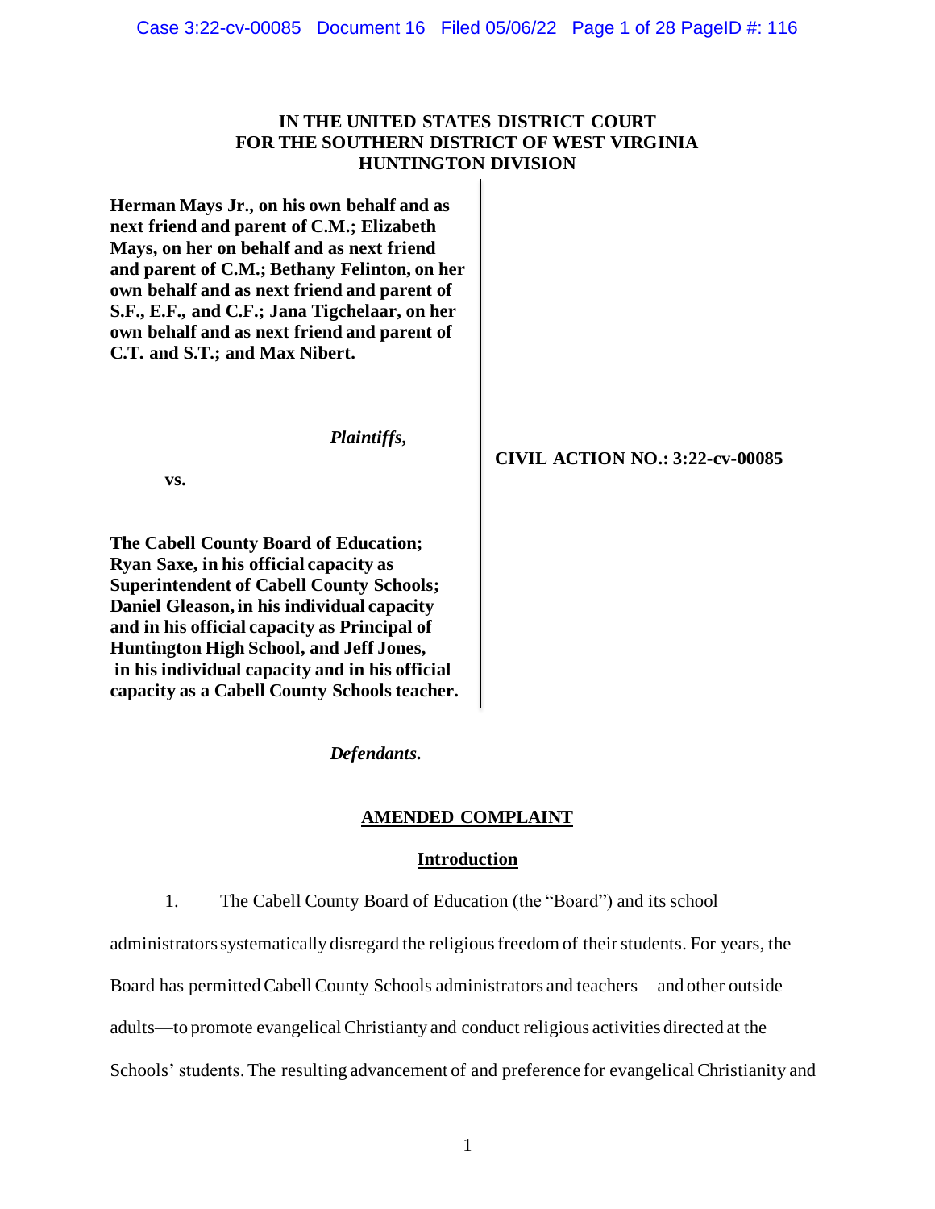**IN THE UNITED STATES DISTRICT COURT**
**FOR THE SOUTHERN DISTRICT OF WEST VIRGINIA**
**HUNTINGTON DIVISION**

**Herman Mays Jr., on his own behalf and as next friend and parent of C.M.; Elizabeth Mays, on her on behalf and as next friend and parent of C.M.; Bethany Felinton, on her own behalf and as next friend and parent of S.F., E.F., and C.F.; Jana Tigchelaar, on her own behalf and as next friend and parent of C.T. and S.T.; and Max Nibert.**

*Plaintiffs,*

**vs.**

**The Cabell County Board of Education; Ryan Saxe, in his official capacity as Superintendent of Cabell County Schools; Daniel Gleason, in his individual capacity and in his official capacity as Principal of Huntington High School, and Jeff Jones, in his individual capacity and in his official capacity as a Cabell County Schools teacher.**

*Defendants.*

**CIVIL ACTION NO.: 3:22-cv-00085**

## AMENDED COMPLAINT

### Introduction

1. The Cabell County Board of Education (the "Board") and its school administrators systematically disregard the religious freedom of their students. For years, the Board has permitted Cabell County Schools administrators and teachers—and other outside adults—to promote evangelical Christianity and conduct religious activities directed at the Schools' students. The resulting advancement of and preference for evangelical Christianity and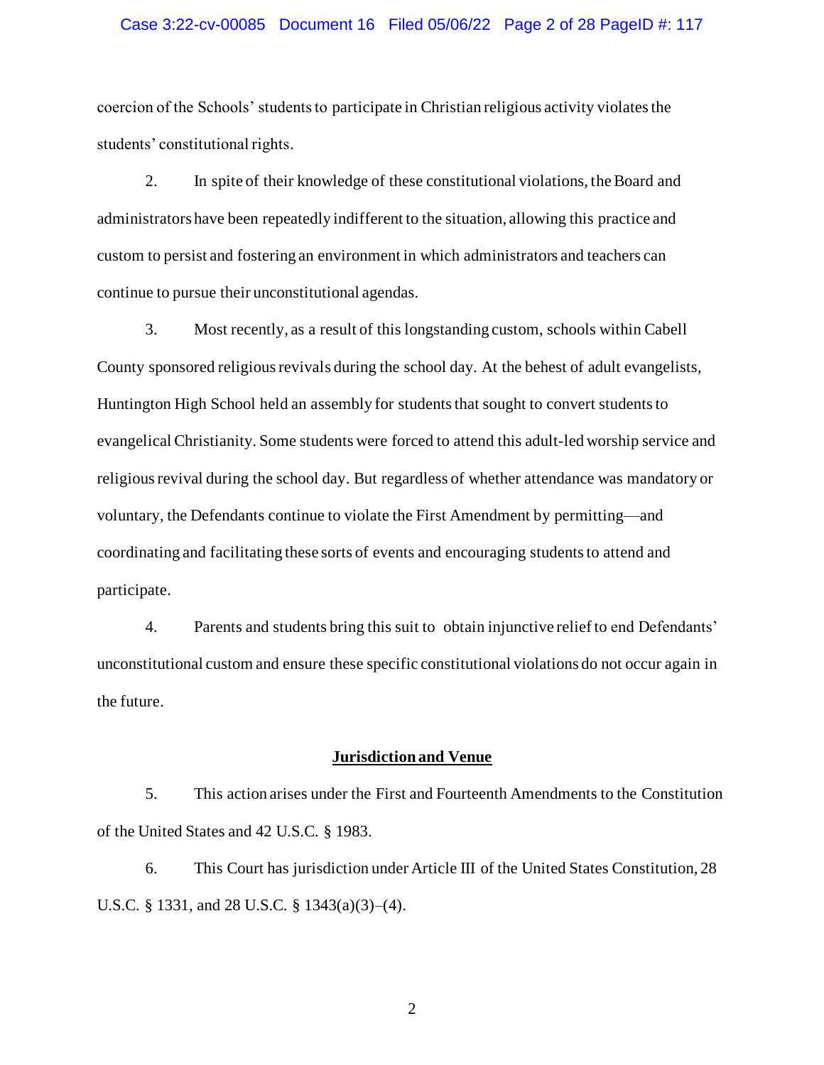coercion of the Schools' students to participate in Christian religious activity violates the students' constitutional rights.

2. In spite of their knowledge of these constitutional violations, the Board and administrators have been repeatedly indifferent to the situation, allowing this practice and custom to persist and fostering an environment in which administrators and teachers can continue to pursue their unconstitutional agendas.

3. Most recently, as a result of this longstanding custom, schools within Cabell County sponsored religious revivals during the school day. At the behest of adult evangelists, Huntington High School held an assembly for students that sought to convert students to evangelical Christianity. Some students were forced to attend this adult-led worship service and religious revival during the school day. But regardless of whether attendance was mandatory or voluntary, the Defendants continue to violate the First Amendment by permitting—and coordinating and facilitating these sorts of events and encouraging students to attend and participate.

4. Parents and students bring this suit to obtain injunctive relief to end Defendants' unconstitutional custom and ensure these specific constitutional violations do not occur again in the future.

## **Jurisdiction and Venue**

5. This action arises under the First and Fourteenth Amendments to the Constitution of the United States and 42 U.S.C. § 1983.

6. This Court has jurisdiction under Article III of the United States Constitution, 28 U.S.C. § 1331, and 28 U.S.C. § 1343(a)(3)–(4).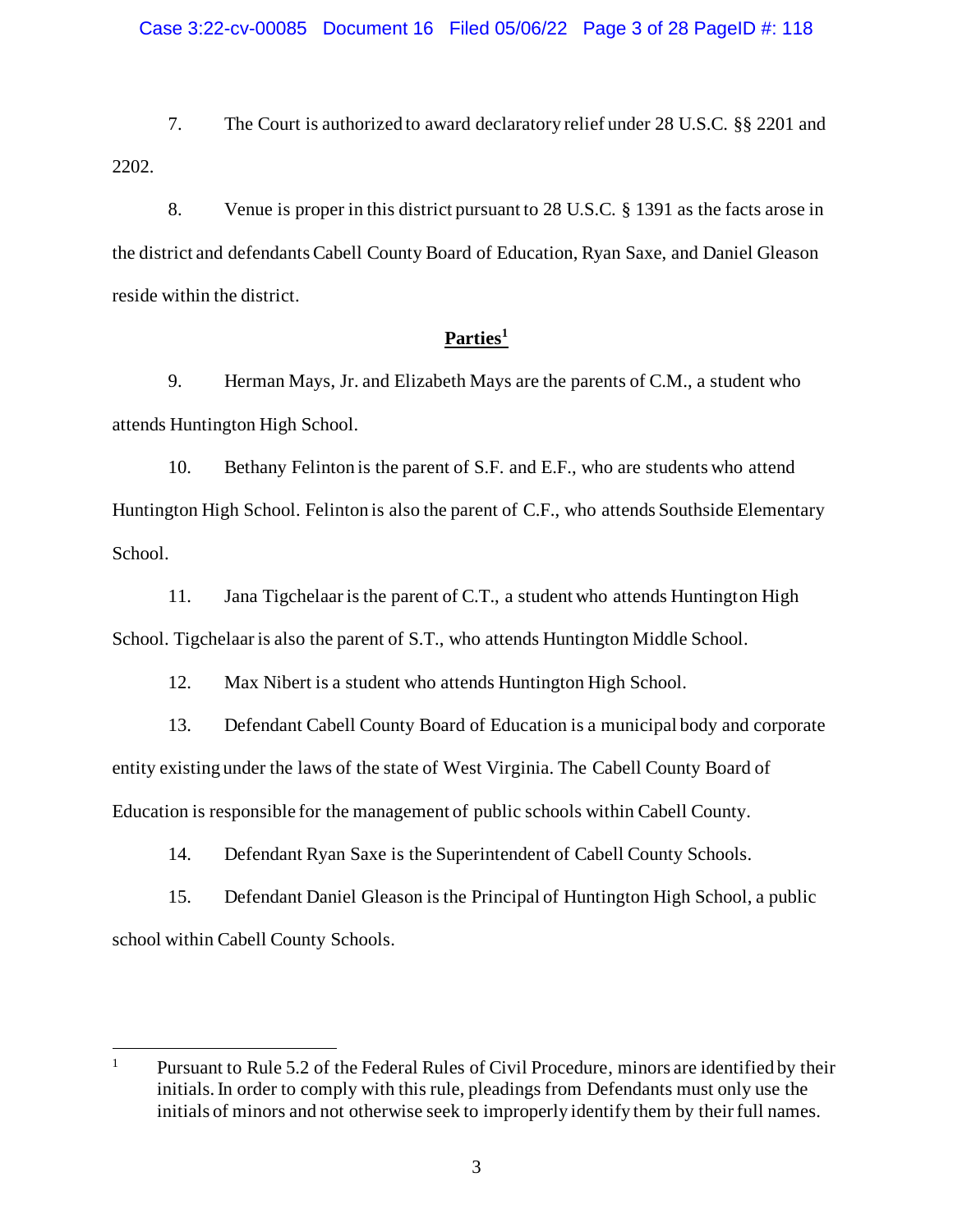7. The Court is authorized to award declaratory relief under 28 U.S.C. §§ 2201 and 2202.

8. Venue is proper in this district pursuant to 28 U.S.C. § 1391 as the facts arose in the district and defendants Cabell County Board of Education, Ryan Saxe, and Daniel Gleason reside within the district.

## Parties[1]

9. Herman Mays, Jr. and Elizabeth Mays are the parents of C.M., a student who attends Huntington High School.

10. Bethany Felinton is the parent of S.F. and E.F., who are students who attend Huntington High School. Felinton is also the parent of C.F., who attends Southside Elementary School.

11. Jana Tigchelaar is the parent of C.T., a student who attends Huntington High School. Tigchelaar is also the parent of S.T., who attends Huntington Middle School.

12. Max Nibert is a student who attends Huntington High School.

13. Defendant Cabell County Board of Education is a municipal body and corporate entity existing under the laws of the state of West Virginia. The Cabell County Board of Education is responsible for the management of public schools within Cabell County.

14. Defendant Ryan Saxe is the Superintendent of Cabell County Schools.

15. Defendant Daniel Gleason is the Principal of Huntington High School, a public school within Cabell County Schools.

---

[1] Pursuant to Rule 5.2 of the Federal Rules of Civil Procedure, minors are identified by their initials. In order to comply with this rule, pleadings from Defendants must only use the initials of minors and not otherwise seek to improperly identify them by their full names.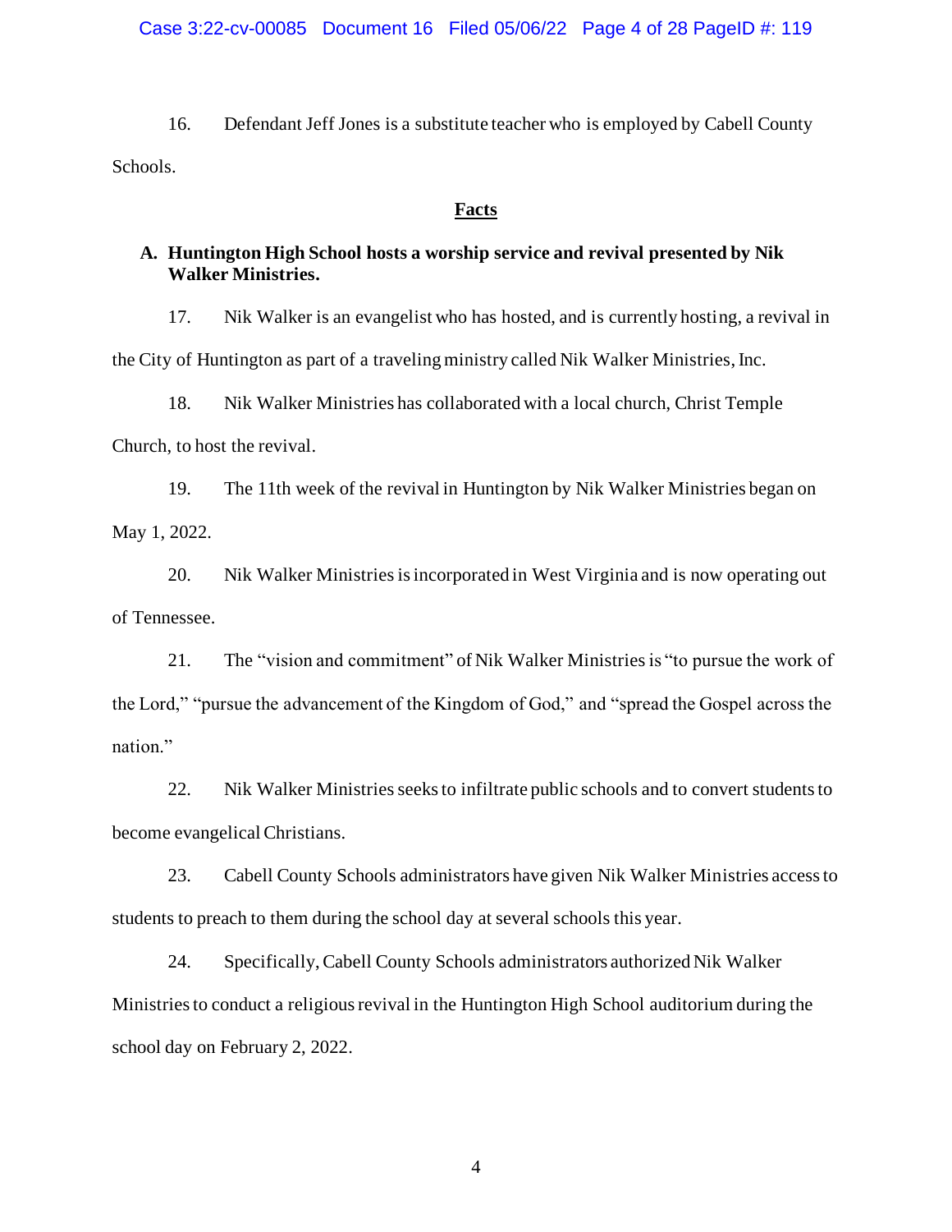16. Defendant Jeff Jones is a substitute teacher who is employed by Cabell County Schools.

## Facts

### A. Huntington High School hosts a worship service and revival presented by Nik Walker Ministries.

17. Nik Walker is an evangelist who has hosted, and is currently hosting, a revival in the City of Huntington as part of a traveling ministry called Nik Walker Ministries, Inc.

18. Nik Walker Ministries has collaborated with a local church, Christ Temple Church, to host the revival.

19. The 11th week of the revival in Huntington by Nik Walker Ministries began on May 1, 2022.

20. Nik Walker Ministries is incorporated in West Virginia and is now operating out of Tennessee.

21. The "vision and commitment" of Nik Walker Ministries is "to pursue the work of the Lord," "pursue the advancement of the Kingdom of God," and "spread the Gospel across the nation."

22. Nik Walker Ministries seeks to infiltrate public schools and to convert students to become evangelical Christians.

23. Cabell County Schools administrators have given Nik Walker Ministries access to students to preach to them during the school day at several schools this year.

24. Specifically, Cabell County Schools administrators authorized Nik Walker Ministries to conduct a religious revival in the Huntington High School auditorium during the school day on February 2, 2022.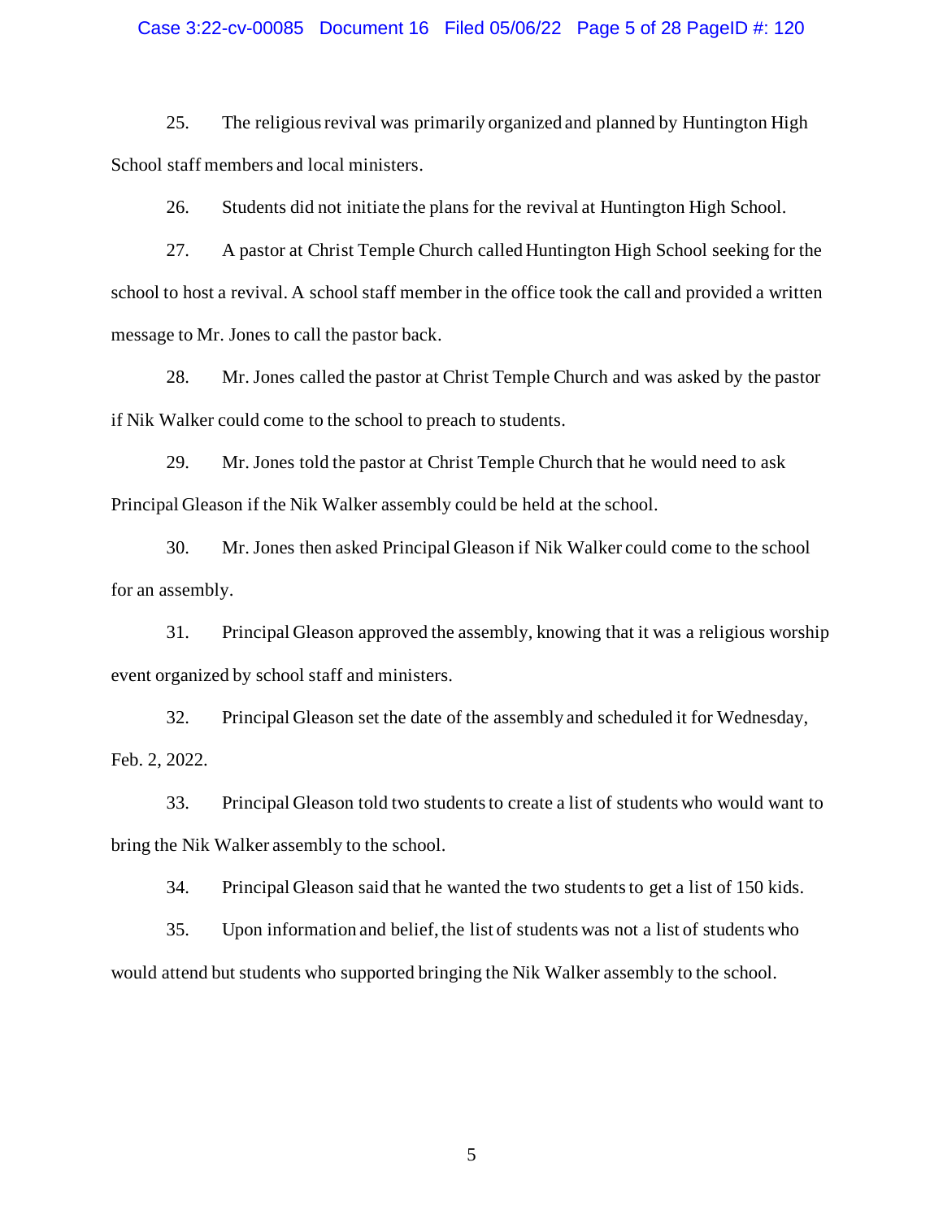25. The religious revival was primarily organized and planned by Huntington High School staff members and local ministers.

26. Students did not initiate the plans for the revival at Huntington High School.

27. A pastor at Christ Temple Church called Huntington High School seeking for the school to host a revival. A school staff member in the office took the call and provided a written message to Mr. Jones to call the pastor back.

28. Mr. Jones called the pastor at Christ Temple Church and was asked by the pastor if Nik Walker could come to the school to preach to students.

29. Mr. Jones told the pastor at Christ Temple Church that he would need to ask Principal Gleason if the Nik Walker assembly could be held at the school.

30. Mr. Jones then asked Principal Gleason if Nik Walker could come to the school for an assembly.

31. Principal Gleason approved the assembly, knowing that it was a religious worship event organized by school staff and ministers.

32. Principal Gleason set the date of the assembly and scheduled it for Wednesday, Feb. 2, 2022.

33. Principal Gleason told two students to create a list of students who would want to bring the Nik Walker assembly to the school.

34. Principal Gleason said that he wanted the two students to get a list of 150 kids.

35. Upon information and belief, the list of students was not a list of students who would attend but students who supported bringing the Nik Walker assembly to the school.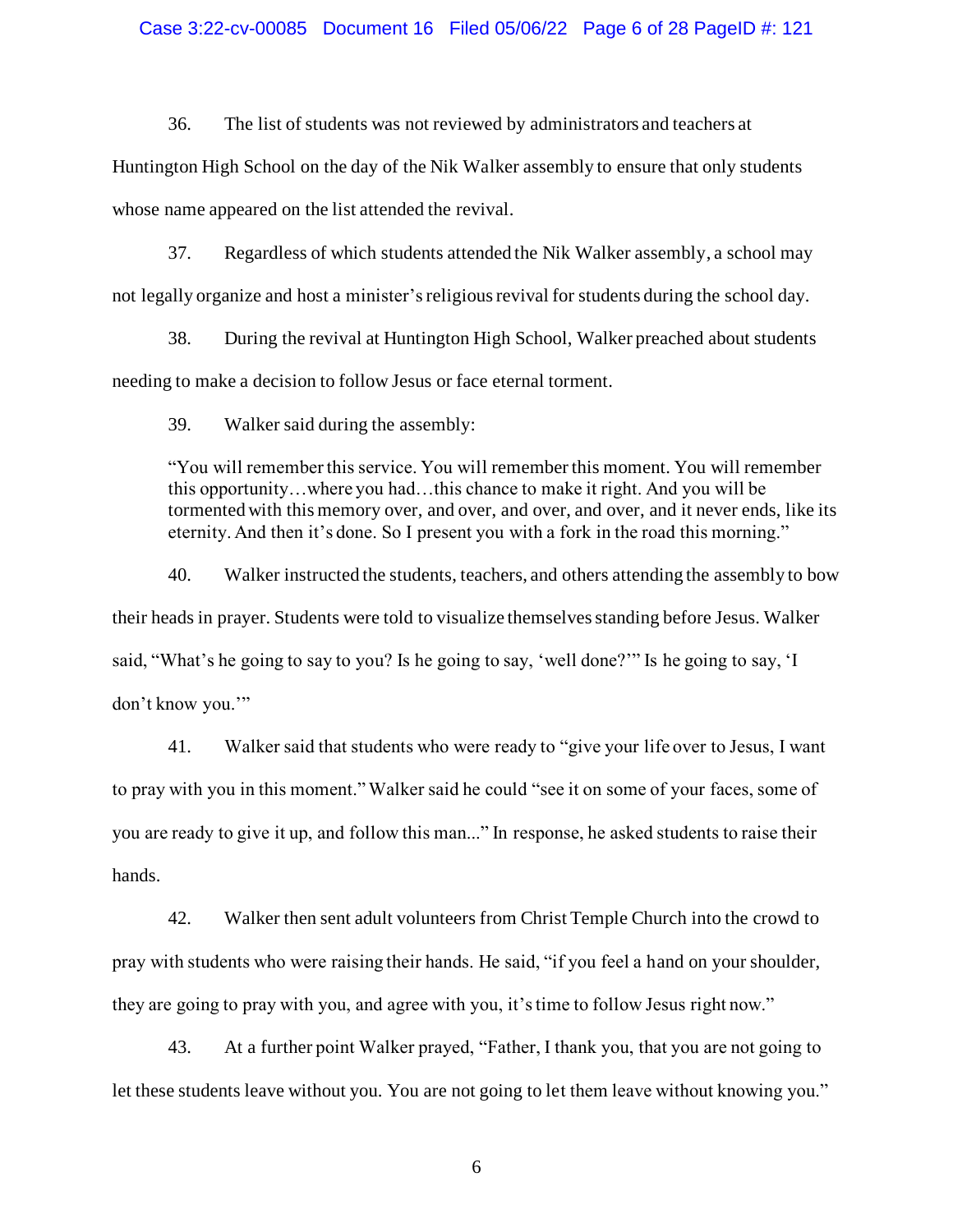36. The list of students was not reviewed by administrators and teachers at Huntington High School on the day of the Nik Walker assembly to ensure that only students whose name appeared on the list attended the revival.

37. Regardless of which students attended the Nik Walker assembly, a school may not legally organize and host a minister's religious revival for students during the school day.

38. During the revival at Huntington High School, Walker preached about students needing to make a decision to follow Jesus or face eternal torment.

39. Walker said during the assembly:

> "You will remember this service. You will remember this moment. You will remember this opportunity…where you had…this chance to make it right. And you will be tormented with this memory over, and over, and over, and over, and it never ends, like its eternity. And then it's done. So I present you with a fork in the road this morning."

40. Walker instructed the students, teachers, and others attending the assembly to bow their heads in prayer. Students were told to visualize themselves standing before Jesus. Walker said, "What's he going to say to you? Is he going to say, 'well done?'" Is he going to say, 'I don't know you.'"

41. Walker said that students who were ready to "give your life over to Jesus, I want to pray with you in this moment." Walker said he could "see it on some of your faces, some of you are ready to give it up, and follow this man..." In response, he asked students to raise their hands.

42. Walker then sent adult volunteers from Christ Temple Church into the crowd to pray with students who were raising their hands. He said, "if you feel a hand on your shoulder, they are going to pray with you, and agree with you, it's time to follow Jesus right now."

43. At a further point Walker prayed, "Father, I thank you, that you are not going to let these students leave without you. You are not going to let them leave without knowing you."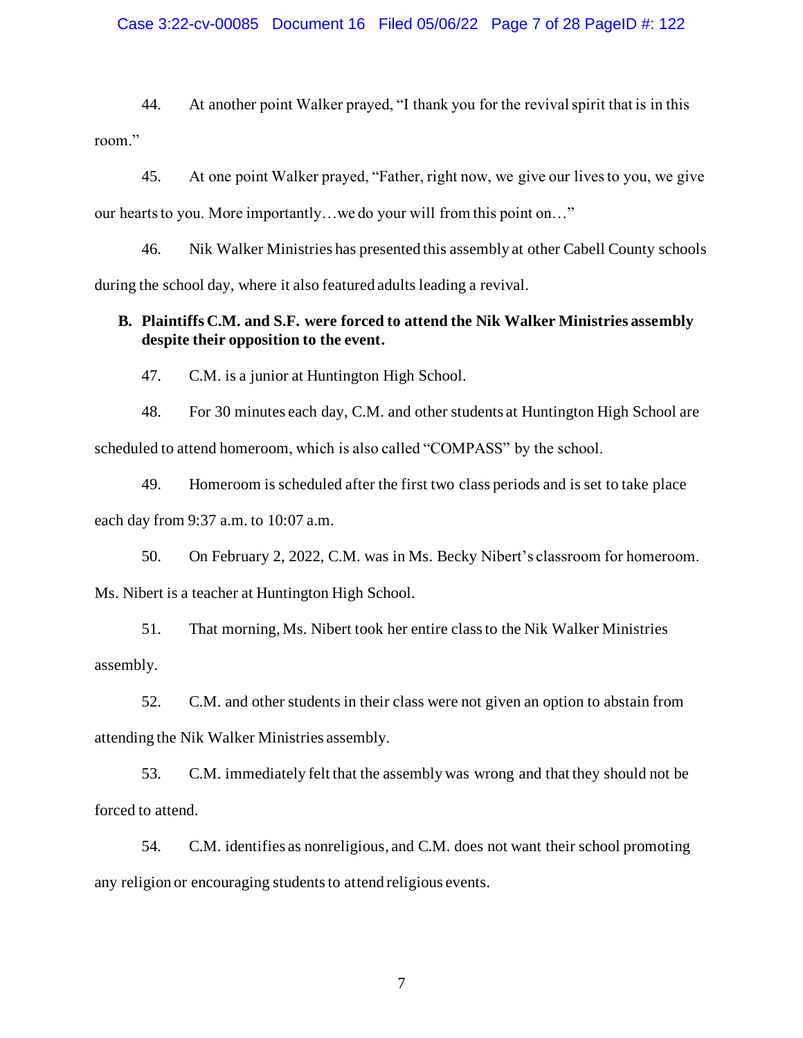44. At another point Walker prayed, "I thank you for the revival spirit that is in this room."

45. At one point Walker prayed, "Father, right now, we give our lives to you, we give our hearts to you. More importantly…we do your will from this point on…"

46. Nik Walker Ministries has presented this assembly at other Cabell County schools during the school day, where it also featured adults leading a revival.

**B. Plaintiffs C.M. and S.F. were forced to attend the Nik Walker Ministries assembly despite their opposition to the event.**

47. C.M. is a junior at Huntington High School.

48. For 30 minutes each day, C.M. and other students at Huntington High School are scheduled to attend homeroom, which is also called "COMPASS" by the school.

49. Homeroom is scheduled after the first two class periods and is set to take place each day from 9:37 a.m. to 10:07 a.m.

50. On February 2, 2022, C.M. was in Ms. Becky Nibert's classroom for homeroom. Ms. Nibert is a teacher at Huntington High School.

51. That morning, Ms. Nibert took her entire class to the Nik Walker Ministries assembly.

52. C.M. and other students in their class were not given an option to abstain from attending the Nik Walker Ministries assembly.

53. C.M. immediately felt that the assembly was wrong and that they should not be forced to attend.

54. C.M. identifies as nonreligious, and C.M. does not want their school promoting any religion or encouraging students to attend religious events.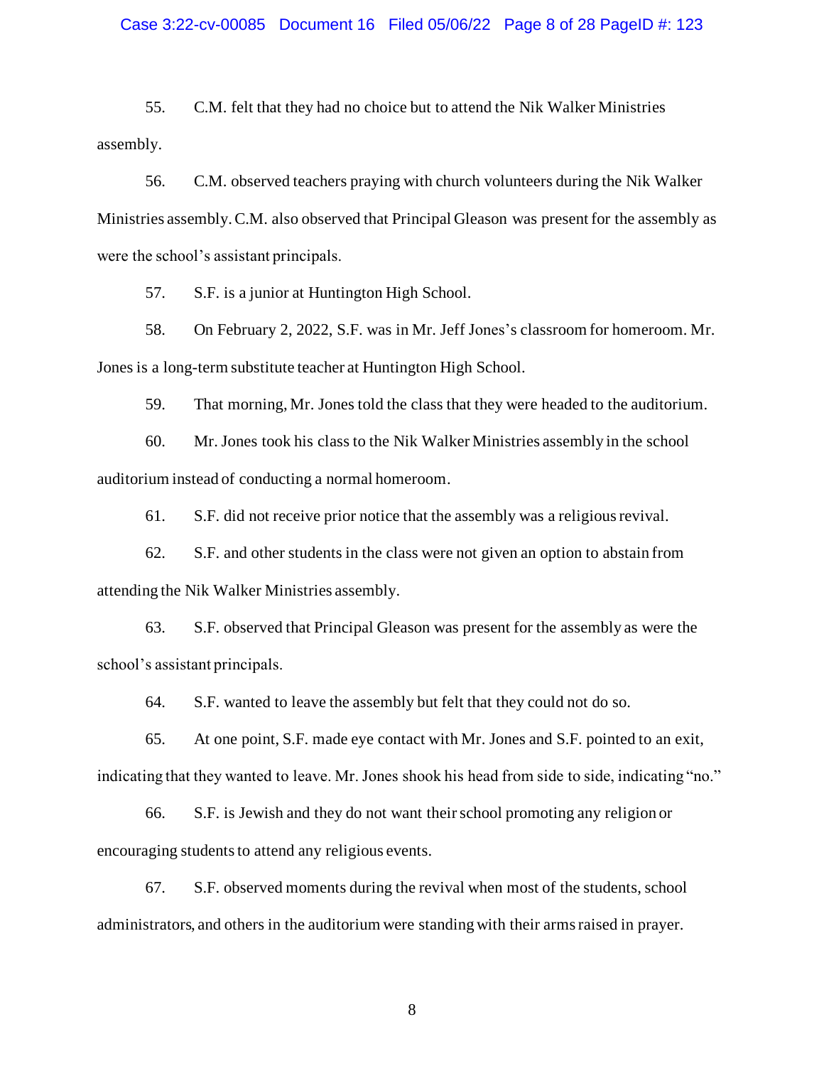55. C.M. felt that they had no choice but to attend the Nik Walker Ministries assembly.

56. C.M. observed teachers praying with church volunteers during the Nik Walker Ministries assembly. C.M. also observed that Principal Gleason was present for the assembly as were the school's assistant principals.

57. S.F. is a junior at Huntington High School.

58. On February 2, 2022, S.F. was in Mr. Jeff Jones's classroom for homeroom. Mr. Jones is a long-term substitute teacher at Huntington High School.

59. That morning, Mr. Jones told the class that they were headed to the auditorium.

60. Mr. Jones took his class to the Nik Walker Ministries assembly in the school auditorium instead of conducting a normal homeroom.

61. S.F. did not receive prior notice that the assembly was a religious revival.

62. S.F. and other students in the class were not given an option to abstain from attending the Nik Walker Ministries assembly.

63. S.F. observed that Principal Gleason was present for the assembly as were the school's assistant principals.

64. S.F. wanted to leave the assembly but felt that they could not do so.

65. At one point, S.F. made eye contact with Mr. Jones and S.F. pointed to an exit, indicating that they wanted to leave. Mr. Jones shook his head from side to side, indicating "no."

66. S.F. is Jewish and they do not want their school promoting any religion or encouraging students to attend any religious events.

67. S.F. observed moments during the revival when most of the students, school administrators, and others in the auditorium were standing with their arms raised in prayer.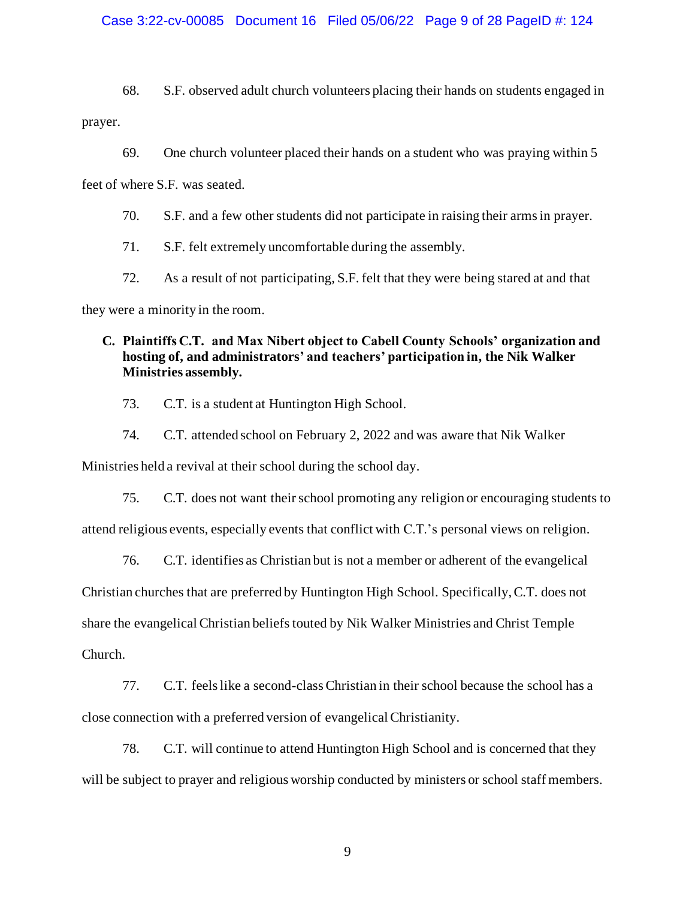68. S.F. observed adult church volunteers placing their hands on students engaged in prayer.

69. One church volunteer placed their hands on a student who was praying within 5 feet of where S.F. was seated.

70. S.F. and a few other students did not participate in raising their arms in prayer.

71. S.F. felt extremely uncomfortable during the assembly.

72. As a result of not participating, S.F. felt that they were being stared at and that they were a minority in the room.

### C. Plaintiffs C.T. and Max Nibert object to Cabell County Schools' organization and hosting of, and administrators' and teachers' participation in, the Nik Walker Ministries assembly.

73. C.T. is a student at Huntington High School.

74. C.T. attended school on February 2, 2022 and was aware that Nik Walker Ministries held a revival at their school during the school day.

75. C.T. does not want their school promoting any religion or encouraging students to attend religious events, especially events that conflict with C.T.'s personal views on religion.

76. C.T. identifies as Christian but is not a member or adherent of the evangelical Christian churches that are preferred by Huntington High School. Specifically, C.T. does not share the evangelical Christian beliefs touted by Nik Walker Ministries and Christ Temple Church.

77. C.T. feels like a second-class Christian in their school because the school has a close connection with a preferred version of evangelical Christianity.

78. C.T. will continue to attend Huntington High School and is concerned that they will be subject to prayer and religious worship conducted by ministers or school staff members.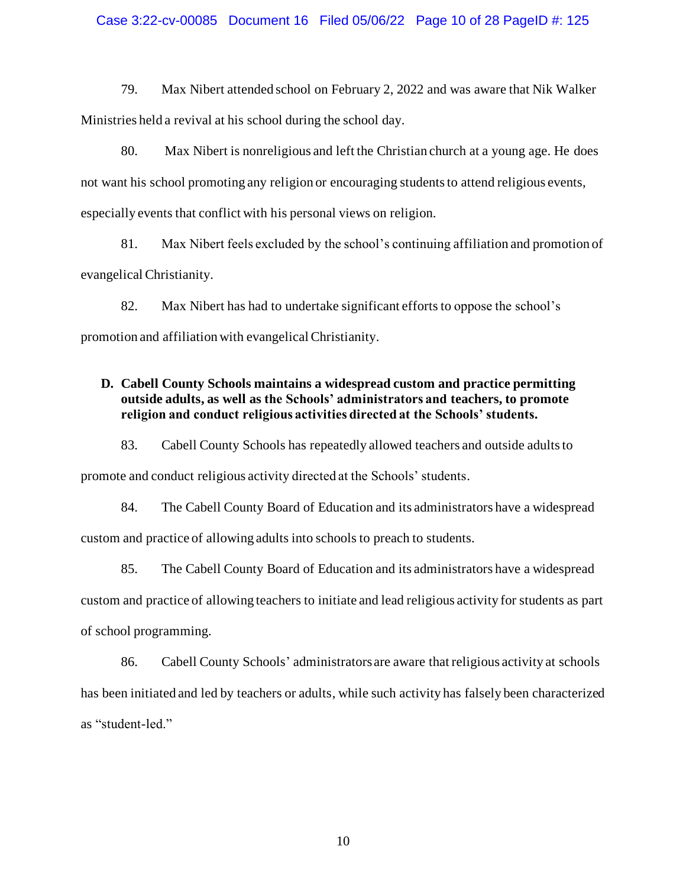79. Max Nibert attended school on February 2, 2022 and was aware that Nik Walker Ministries held a revival at his school during the school day.

80. Max Nibert is nonreligious and left the Christian church at a young age. He does not want his school promoting any religion or encouraging students to attend religious events, especially events that conflict with his personal views on religion.

81. Max Nibert feels excluded by the school's continuing affiliation and promotion of evangelical Christianity.

82. Max Nibert has had to undertake significant efforts to oppose the school's promotion and affiliation with evangelical Christianity.

### D. Cabell County Schools maintains a widespread custom and practice permitting outside adults, as well as the Schools' administrators and teachers, to promote religion and conduct religious activities directed at the Schools' students.

83. Cabell County Schools has repeatedly allowed teachers and outside adults to promote and conduct religious activity directed at the Schools' students.

84. The Cabell County Board of Education and its administrators have a widespread custom and practice of allowing adults into schools to preach to students.

85. The Cabell County Board of Education and its administrators have a widespread custom and practice of allowing teachers to initiate and lead religious activity for students as part of school programming.

86. Cabell County Schools' administrators are aware that religious activity at schools has been initiated and led by teachers or adults, while such activity has falsely been characterized as "student-led."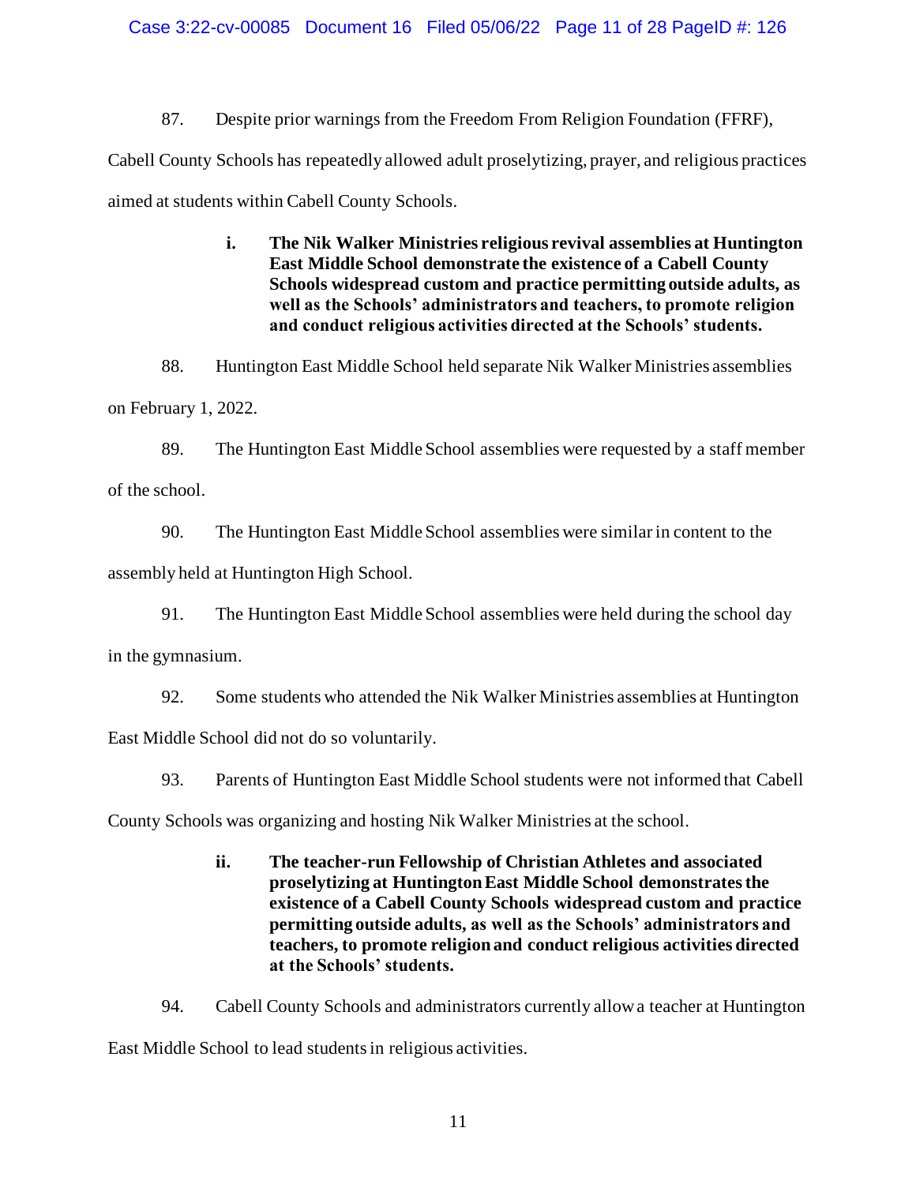87. Despite prior warnings from the Freedom From Religion Foundation (FFRF), Cabell County Schools has repeatedly allowed adult proselytizing, prayer, and religious practices aimed at students within Cabell County Schools.

> **i. The Nik Walker Ministries religious revival assemblies at Huntington East Middle School demonstrate the existence of a Cabell County Schools widespread custom and practice permitting outside adults, as well as the Schools' administrators and teachers, to promote religion and conduct religious activities directed at the Schools' students.**

88. Huntington East Middle School held separate Nik Walker Ministries assemblies on February 1, 2022.

89. The Huntington East Middle School assemblies were requested by a staff member of the school.

90. The Huntington East Middle School assemblies were similar in content to the assembly held at Huntington High School.

91. The Huntington East Middle School assemblies were held during the school day in the gymnasium.

92. Some students who attended the Nik Walker Ministries assemblies at Huntington East Middle School did not do so voluntarily.

93. Parents of Huntington East Middle School students were not informed that Cabell County Schools was organizing and hosting Nik Walker Ministries at the school.

> **ii. The teacher-run Fellowship of Christian Athletes and associated proselytizing at Huntington East Middle School demonstrates the existence of a Cabell County Schools widespread custom and practice permitting outside adults, as well as the Schools' administrators and teachers, to promote religion and conduct religious activities directed at the Schools' students.**

94. Cabell County Schools and administrators currently allow a teacher at Huntington East Middle School to lead students in religious activities.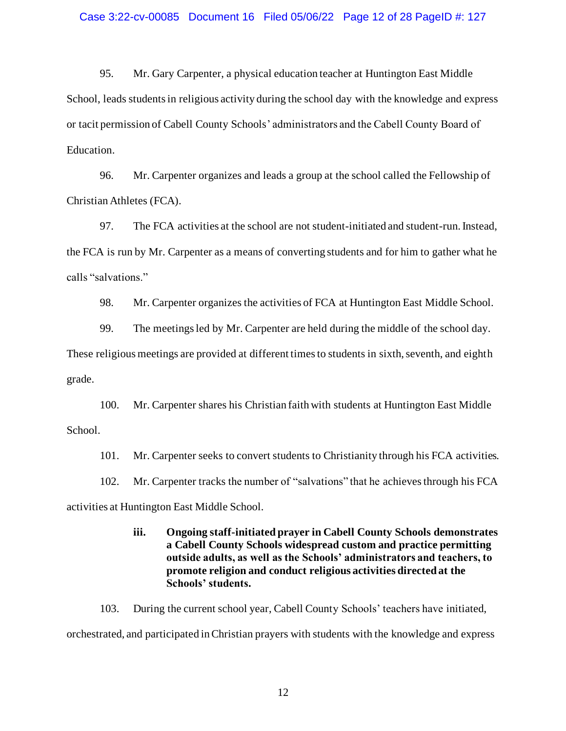95. Mr. Gary Carpenter, a physical education teacher at Huntington East Middle School, leads students in religious activity during the school day with the knowledge and express or tacit permission of Cabell County Schools' administrators and the Cabell County Board of Education.

96. Mr. Carpenter organizes and leads a group at the school called the Fellowship of Christian Athletes (FCA).

97. The FCA activities at the school are not student-initiated and student-run. Instead, the FCA is run by Mr. Carpenter as a means of converting students and for him to gather what he calls "salvations."

98. Mr. Carpenter organizes the activities of FCA at Huntington East Middle School.

99. The meetings led by Mr. Carpenter are held during the middle of the school day. These religious meetings are provided at different times to students in sixth, seventh, and eighth grade.

100. Mr. Carpenter shares his Christian faith with students at Huntington East Middle School.

101. Mr. Carpenter seeks to convert students to Christianity through his FCA activities.

102. Mr. Carpenter tracks the number of "salvations" that he achieves through his FCA activities at Huntington East Middle School.

**iii. Ongoing staff-initiated prayer in Cabell County Schools demonstrates a Cabell County Schools widespread custom and practice permitting outside adults, as well as the Schools' administrators and teachers, to promote religion and conduct religious activities directed at the Schools' students.**

103. During the current school year, Cabell County Schools' teachers have initiated, orchestrated, and participated in Christian prayers with students with the knowledge and express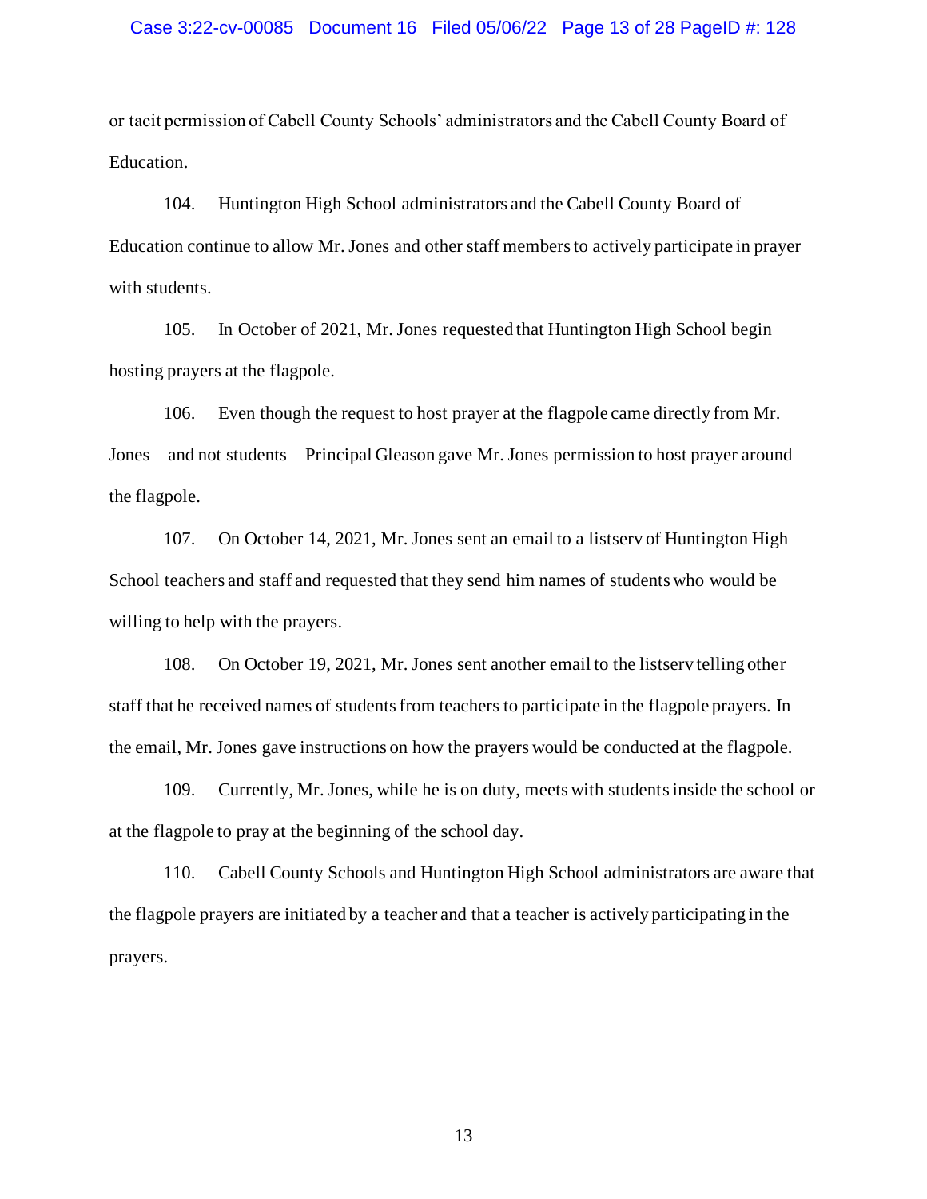or tacit permission of Cabell County Schools' administrators and the Cabell County Board of Education.

104. Huntington High School administrators and the Cabell County Board of Education continue to allow Mr. Jones and other staff members to actively participate in prayer with students.

105. In October of 2021, Mr. Jones requested that Huntington High School begin hosting prayers at the flagpole.

106. Even though the request to host prayer at the flagpole came directly from Mr. Jones—and not students—Principal Gleason gave Mr. Jones permission to host prayer around the flagpole.

107. On October 14, 2021, Mr. Jones sent an email to a listserv of Huntington High School teachers and staff and requested that they send him names of students who would be willing to help with the prayers.

108. On October 19, 2021, Mr. Jones sent another email to the listserv telling other staff that he received names of students from teachers to participate in the flagpole prayers. In the email, Mr. Jones gave instructions on how the prayers would be conducted at the flagpole.

109. Currently, Mr. Jones, while he is on duty, meets with students inside the school or at the flagpole to pray at the beginning of the school day.

110. Cabell County Schools and Huntington High School administrators are aware that the flagpole prayers are initiated by a teacher and that a teacher is actively participating in the prayers.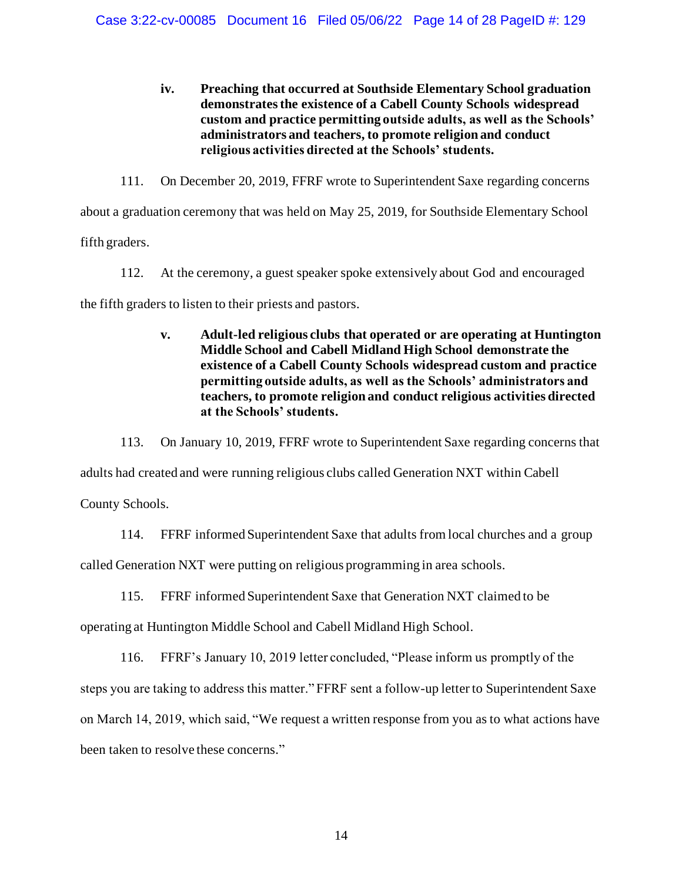**iv. Preaching that occurred at Southside Elementary School graduation demonstrates the existence of a Cabell County Schools widespread custom and practice permitting outside adults, as well as the Schools' administrators and teachers, to promote religion and conduct religious activities directed at the Schools' students.**

111. On December 20, 2019, FFRF wrote to Superintendent Saxe regarding concerns about a graduation ceremony that was held on May 25, 2019, for Southside Elementary School fifth graders.

112. At the ceremony, a guest speaker spoke extensively about God and encouraged the fifth graders to listen to their priests and pastors.

**v. Adult-led religious clubs that operated or are operating at Huntington Middle School and Cabell Midland High School demonstrate the existence of a Cabell County Schools widespread custom and practice permitting outside adults, as well as the Schools' administrators and teachers, to promote religion and conduct religious activities directed at the Schools' students.**

113. On January 10, 2019, FFRF wrote to Superintendent Saxe regarding concerns that adults had created and were running religious clubs called Generation NXT within Cabell County Schools.

114. FFRF informed Superintendent Saxe that adults from local churches and a group called Generation NXT were putting on religious programming in area schools.

115. FFRF informed Superintendent Saxe that Generation NXT claimed to be operating at Huntington Middle School and Cabell Midland High School.

116. FFRF's January 10, 2019 letter concluded, "Please inform us promptly of the steps you are taking to address this matter." FFRF sent a follow-up letter to Superintendent Saxe on March 14, 2019, which said, "We request a written response from you as to what actions have been taken to resolve these concerns."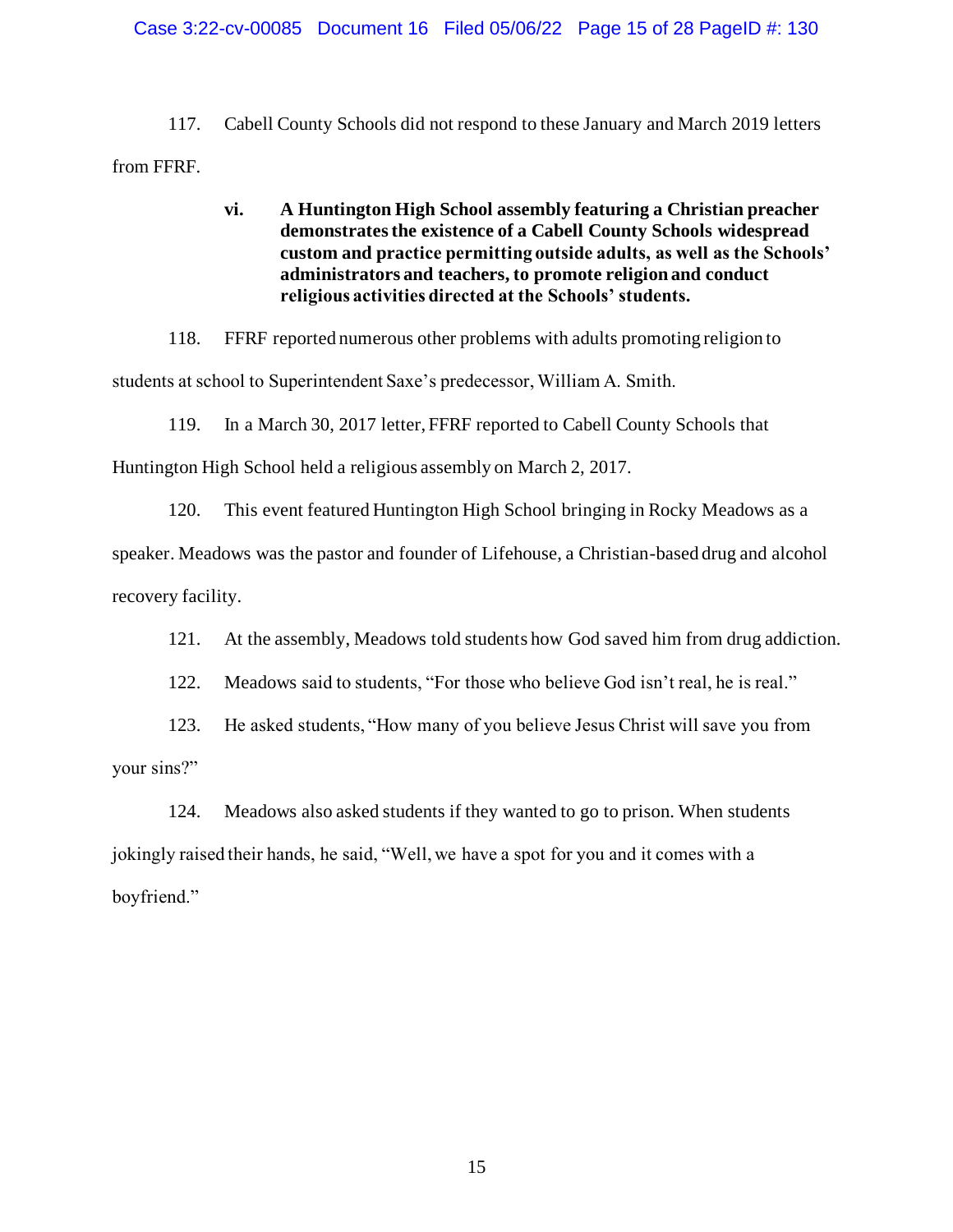117. Cabell County Schools did not respond to these January and March 2019 letters from FFRF.

**vi. A Huntington High School assembly featuring a Christian preacher demonstrates the existence of a Cabell County Schools widespread custom and practice permitting outside adults, as well as the Schools' administrators and teachers, to promote religion and conduct religious activities directed at the Schools' students.**

118. FFRF reported numerous other problems with adults promoting religion to students at school to Superintendent Saxe's predecessor, William A. Smith.

119. In a March 30, 2017 letter, FFRF reported to Cabell County Schools that Huntington High School held a religious assembly on March 2, 2017.

120. This event featured Huntington High School bringing in Rocky Meadows as a speaker. Meadows was the pastor and founder of Lifehouse, a Christian-based drug and alcohol recovery facility.

121. At the assembly, Meadows told students how God saved him from drug addiction.

122. Meadows said to students, "For those who believe God isn't real, he is real."

123. He asked students, "How many of you believe Jesus Christ will save you from your sins?"

124. Meadows also asked students if they wanted to go to prison. When students jokingly raised their hands, he said, "Well, we have a spot for you and it comes with a boyfriend."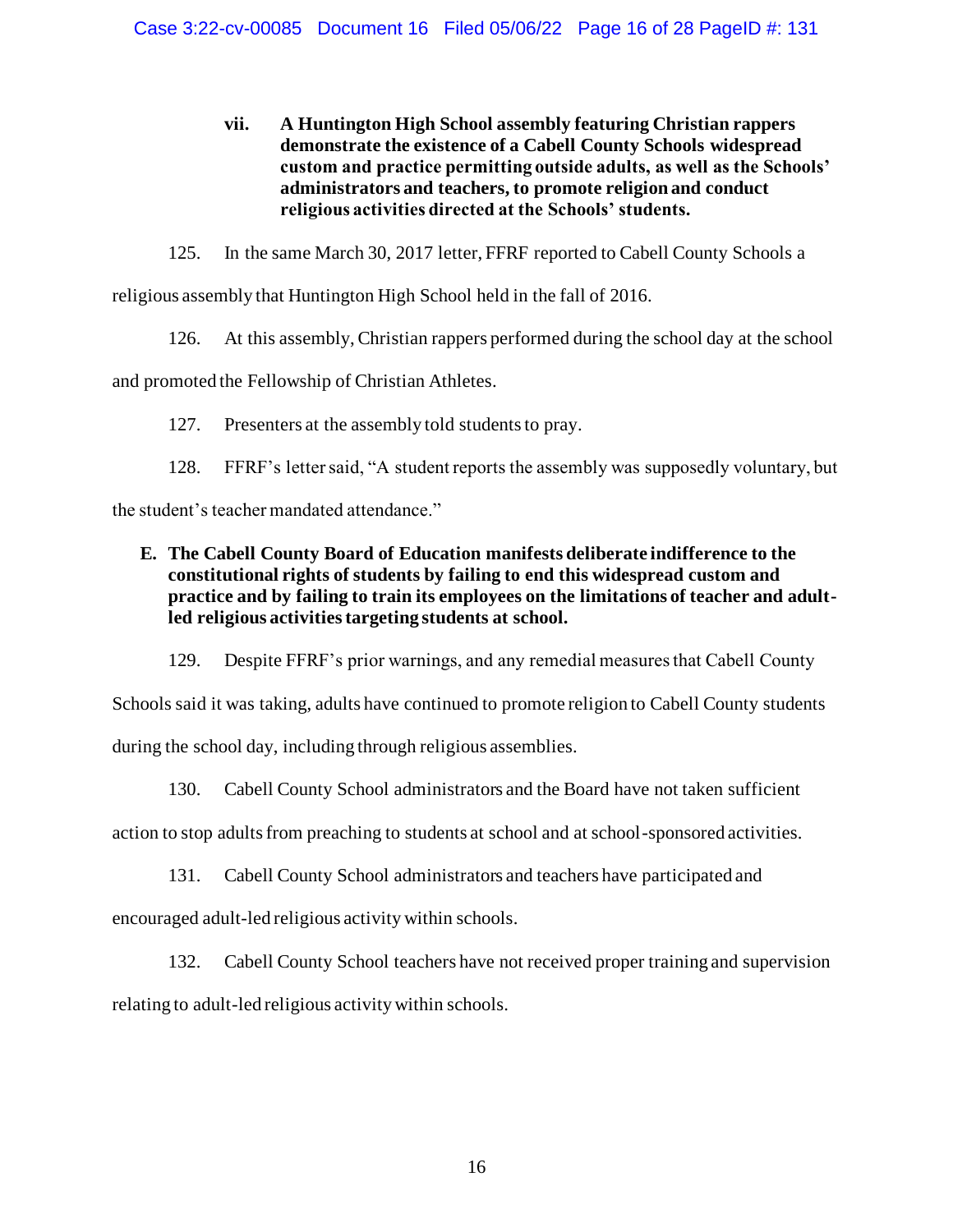**vii. A Huntington High School assembly featuring Christian rappers demonstrate the existence of a Cabell County Schools widespread custom and practice permitting outside adults, as well as the Schools' administrators and teachers, to promote religion and conduct religious activities directed at the Schools' students.**

125. In the same March 30, 2017 letter, FFRF reported to Cabell County Schools a religious assembly that Huntington High School held in the fall of 2016.

126. At this assembly, Christian rappers performed during the school day at the school and promoted the Fellowship of Christian Athletes.

127. Presenters at the assembly told students to pray.

128. FFRF's letter said, "A student reports the assembly was supposedly voluntary, but the student's teacher mandated attendance."

**E. The Cabell County Board of Education manifests deliberate indifference to the constitutional rights of students by failing to end this widespread custom and practice and by failing to train its employees on the limitations of teacher and adult-led religious activities targeting students at school.**

129. Despite FFRF's prior warnings, and any remedial measures that Cabell County Schools said it was taking, adults have continued to promote religion to Cabell County students during the school day, including through religious assemblies.

130. Cabell County School administrators and the Board have not taken sufficient action to stop adults from preaching to students at school and at school-sponsored activities.

131. Cabell County School administrators and teachers have participated and encouraged adult-led religious activity within schools.

132. Cabell County School teachers have not received proper training and supervision relating to adult-led religious activity within schools.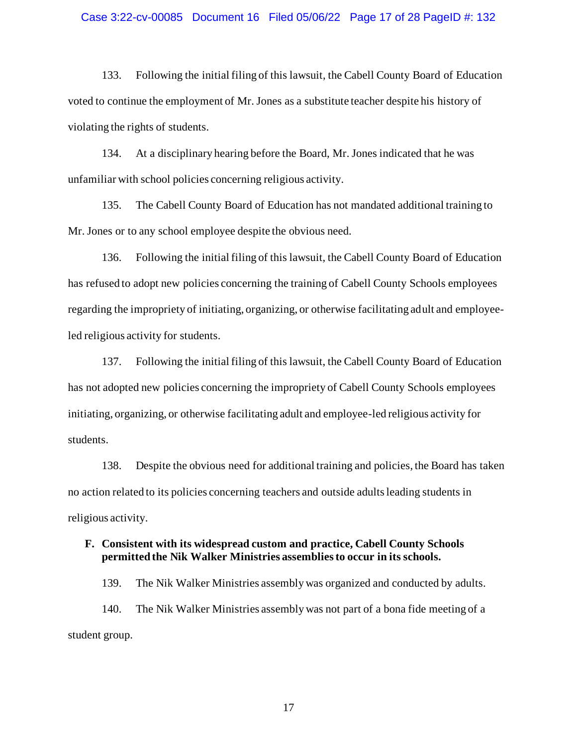133. Following the initial filing of this lawsuit, the Cabell County Board of Education voted to continue the employment of Mr. Jones as a substitute teacher despite his history of violating the rights of students.

134. At a disciplinary hearing before the Board, Mr. Jones indicated that he was unfamiliar with school policies concerning religious activity.

135. The Cabell County Board of Education has not mandated additional training to Mr. Jones or to any school employee despite the obvious need.

136. Following the initial filing of this lawsuit, the Cabell County Board of Education has refused to adopt new policies concerning the training of Cabell County Schools employees regarding the impropriety of initiating, organizing, or otherwise facilitating adult and employee-led religious activity for students.

137. Following the initial filing of this lawsuit, the Cabell County Board of Education has not adopted new policies concerning the impropriety of Cabell County Schools employees initiating, organizing, or otherwise facilitating adult and employee-led religious activity for students.

138. Despite the obvious need for additional training and policies, the Board has taken no action related to its policies concerning teachers and outside adults leading students in religious activity.

### F. Consistent with its widespread custom and practice, Cabell County Schools permitted the Nik Walker Ministries assemblies to occur in its schools.

139. The Nik Walker Ministries assembly was organized and conducted by adults.

140. The Nik Walker Ministries assembly was not part of a bona fide meeting of a student group.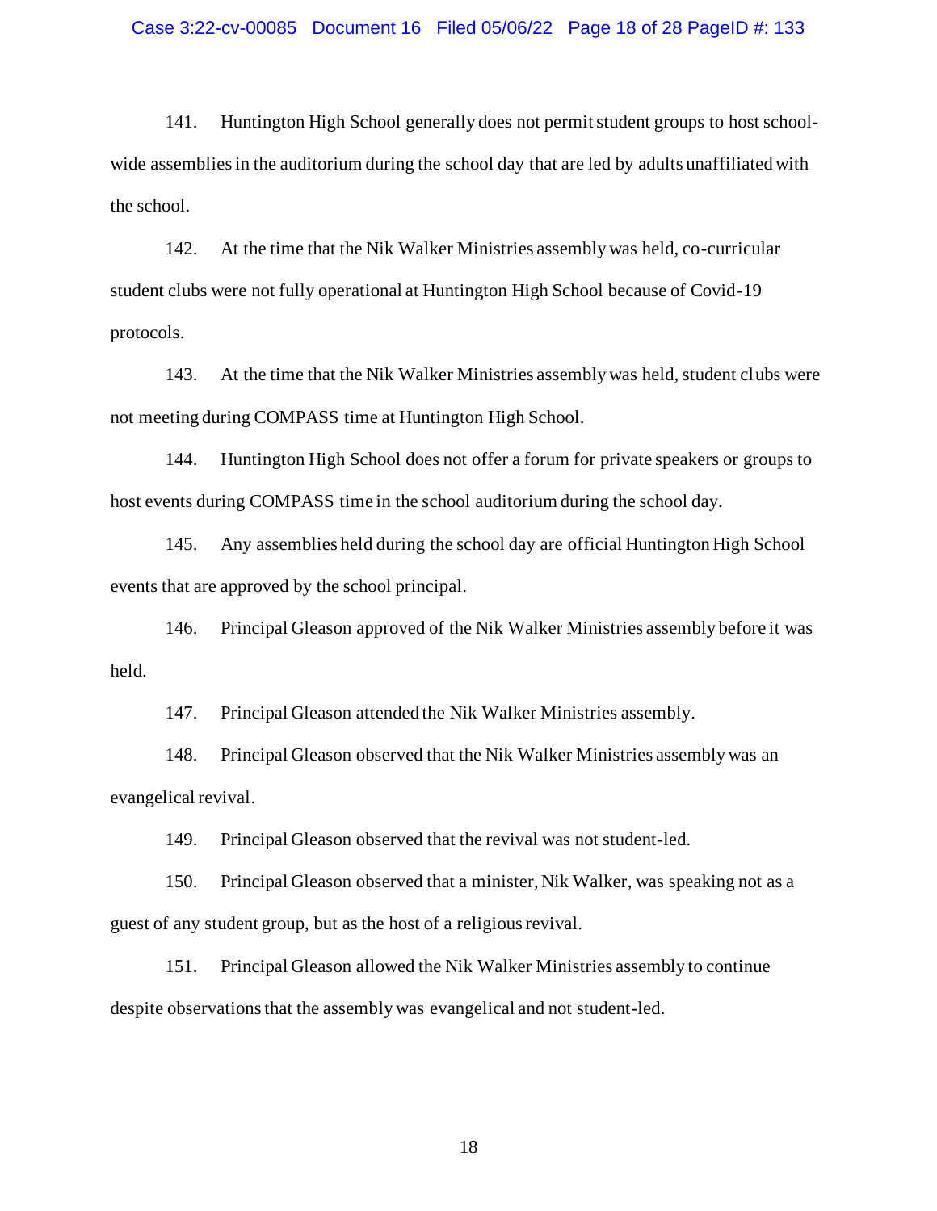141. Huntington High School generally does not permit student groups to host school-wide assemblies in the auditorium during the school day that are led by adults unaffiliated with the school.

142. At the time that the Nik Walker Ministries assembly was held, co-curricular student clubs were not fully operational at Huntington High School because of Covid-19 protocols.

143. At the time that the Nik Walker Ministries assembly was held, student clubs were not meeting during COMPASS time at Huntington High School.

144. Huntington High School does not offer a forum for private speakers or groups to host events during COMPASS time in the school auditorium during the school day.

145. Any assemblies held during the school day are official Huntington High School events that are approved by the school principal.

146. Principal Gleason approved of the Nik Walker Ministries assembly before it was held.

147. Principal Gleason attended the Nik Walker Ministries assembly.

148. Principal Gleason observed that the Nik Walker Ministries assembly was an evangelical revival.

149. Principal Gleason observed that the revival was not student-led.

150. Principal Gleason observed that a minister, Nik Walker, was speaking not as a guest of any student group, but as the host of a religious revival.

151. Principal Gleason allowed the Nik Walker Ministries assembly to continue despite observations that the assembly was evangelical and not student-led.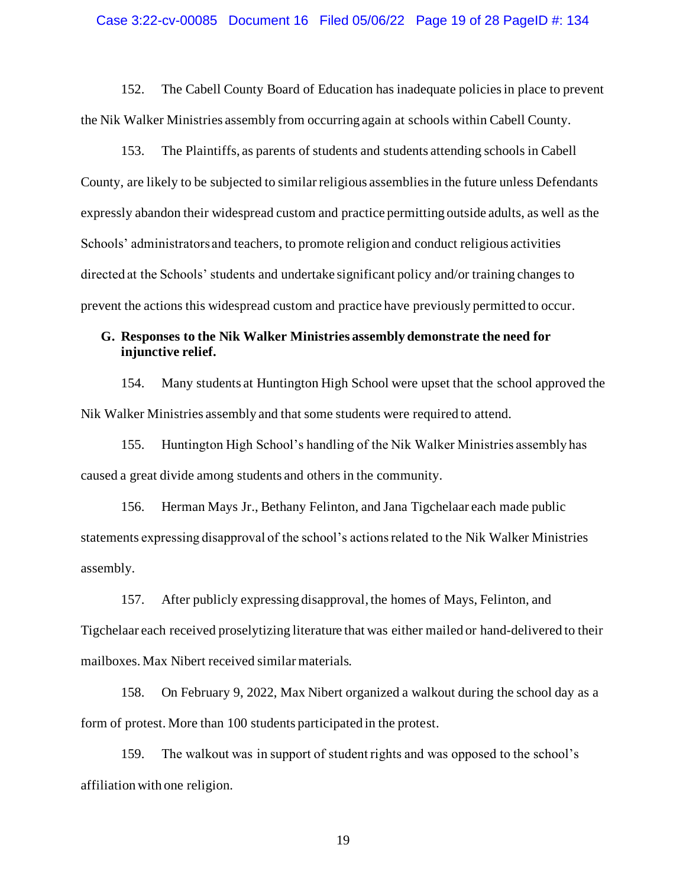152. The Cabell County Board of Education has inadequate policies in place to prevent the Nik Walker Ministries assembly from occurring again at schools within Cabell County.

153. The Plaintiffs, as parents of students and students attending schools in Cabell County, are likely to be subjected to similar religious assemblies in the future unless Defendants expressly abandon their widespread custom and practice permitting outside adults, as well as the Schools' administrators and teachers, to promote religion and conduct religious activities directed at the Schools' students and undertake significant policy and/or training changes to prevent the actions this widespread custom and practice have previously permitted to occur.

### G. Responses to the Nik Walker Ministries assembly demonstrate the need for injunctive relief.

154. Many students at Huntington High School were upset that the school approved the Nik Walker Ministries assembly and that some students were required to attend.

155. Huntington High School's handling of the Nik Walker Ministries assembly has caused a great divide among students and others in the community.

156. Herman Mays Jr., Bethany Felinton, and Jana Tigchelaar each made public statements expressing disapproval of the school's actions related to the Nik Walker Ministries assembly.

157. After publicly expressing disapproval, the homes of Mays, Felinton, and Tigchelaar each received proselytizing literature that was either mailed or hand-delivered to their mailboxes. Max Nibert received similar materials.

158. On February 9, 2022, Max Nibert organized a walkout during the school day as a form of protest. More than 100 students participated in the protest.

159. The walkout was in support of student rights and was opposed to the school's affiliation with one religion.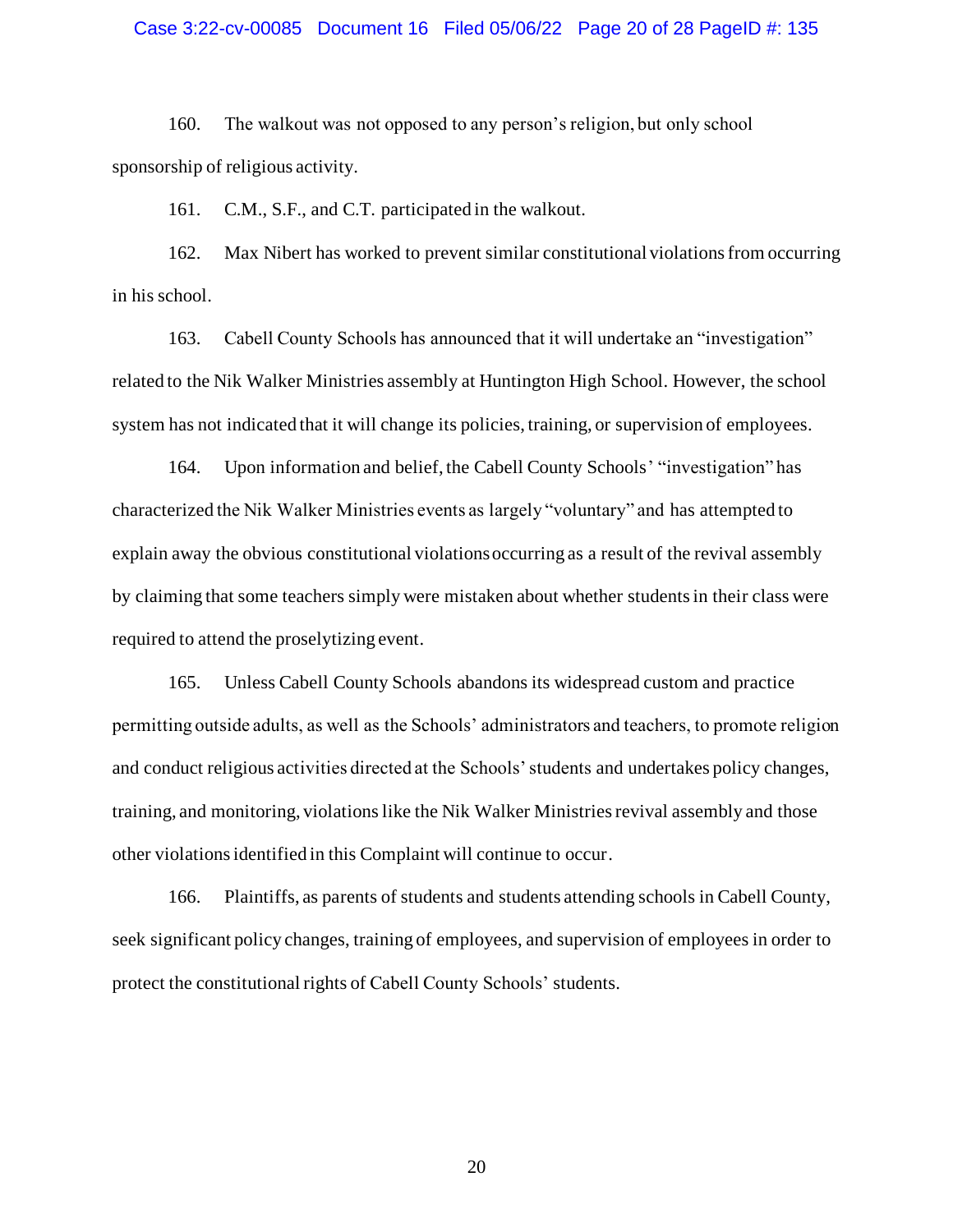160. The walkout was not opposed to any person's religion, but only school sponsorship of religious activity.

161. C.M., S.F., and C.T. participated in the walkout.

162. Max Nibert has worked to prevent similar constitutional violations from occurring in his school.

163. Cabell County Schools has announced that it will undertake an "investigation" related to the Nik Walker Ministries assembly at Huntington High School. However, the school system has not indicated that it will change its policies, training, or supervision of employees.

164. Upon information and belief, the Cabell County Schools' "investigation" has characterized the Nik Walker Ministries events as largely "voluntary" and has attempted to explain away the obvious constitutional violations occurring as a result of the revival assembly by claiming that some teachers simply were mistaken about whether students in their class were required to attend the proselytizing event.

165. Unless Cabell County Schools abandons its widespread custom and practice permitting outside adults, as well as the Schools' administrators and teachers, to promote religion and conduct religious activities directed at the Schools' students and undertakes policy changes, training, and monitoring, violations like the Nik Walker Ministries revival assembly and those other violations identified in this Complaint will continue to occur.

166. Plaintiffs, as parents of students and students attending schools in Cabell County, seek significant policy changes, training of employees, and supervision of employees in order to protect the constitutional rights of Cabell County Schools' students.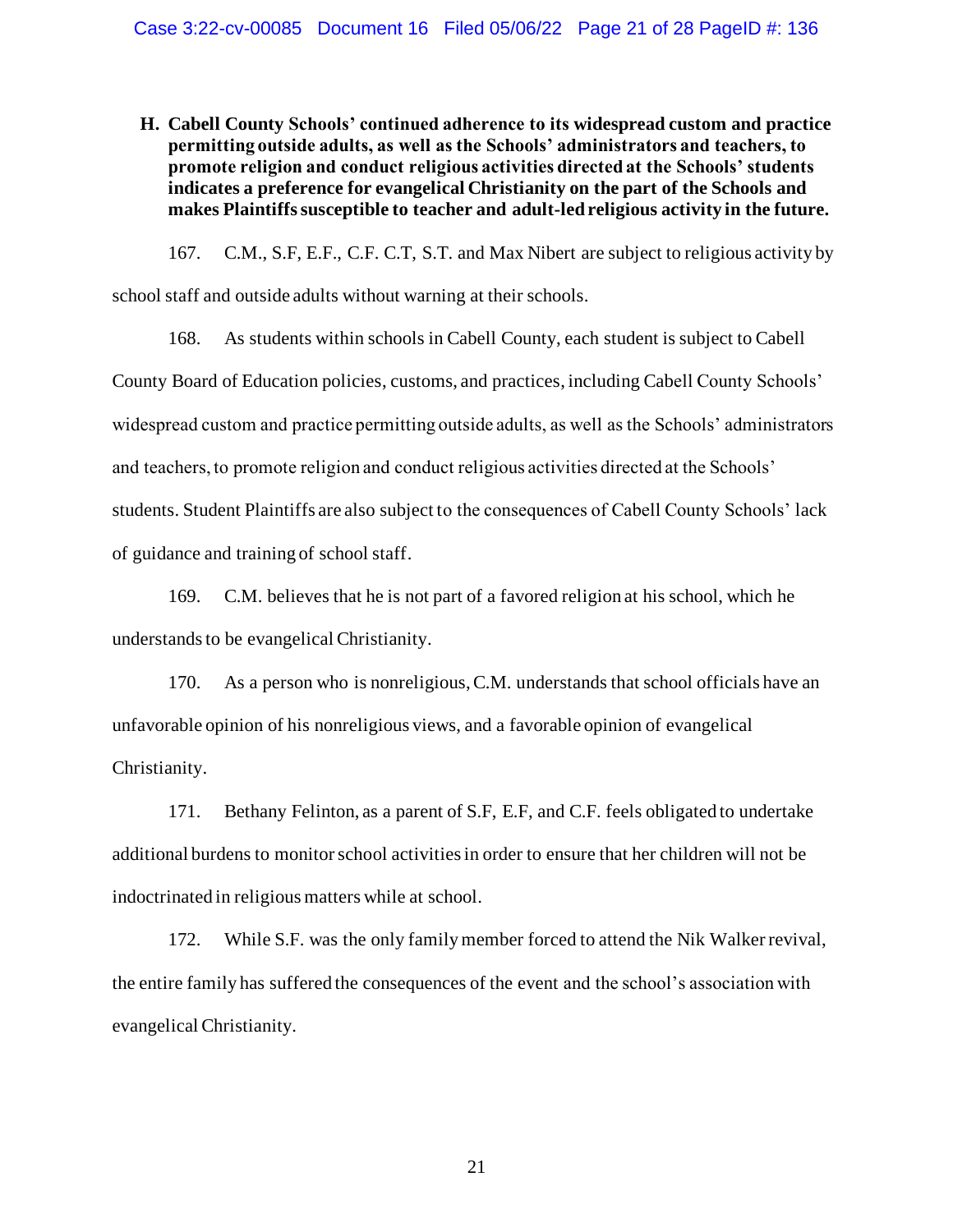**H. Cabell County Schools' continued adherence to its widespread custom and practice permitting outside adults, as well as the Schools' administrators and teachers, to promote religion and conduct religious activities directed at the Schools' students indicates a preference for evangelical Christianity on the part of the Schools and makes Plaintiffs susceptible to teacher and adult-led religious activity in the future.**

167. C.M., S.F, E.F., C.F. C.T, S.T. and Max Nibert are subject to religious activity by school staff and outside adults without warning at their schools.

168. As students within schools in Cabell County, each student is subject to Cabell County Board of Education policies, customs, and practices, including Cabell County Schools' widespread custom and practice permitting outside adults, as well as the Schools' administrators and teachers, to promote religion and conduct religious activities directed at the Schools' students. Student Plaintiffs are also subject to the consequences of Cabell County Schools' lack of guidance and training of school staff.

169. C.M. believes that he is not part of a favored religion at his school, which he understands to be evangelical Christianity.

170. As a person who is nonreligious, C.M. understands that school officials have an unfavorable opinion of his nonreligious views, and a favorable opinion of evangelical Christianity.

171. Bethany Felinton, as a parent of S.F, E.F, and C.F. feels obligated to undertake additional burdens to monitor school activities in order to ensure that her children will not be indoctrinated in religious matters while at school.

172. While S.F. was the only family member forced to attend the Nik Walker revival, the entire family has suffered the consequences of the event and the school's association with evangelical Christianity.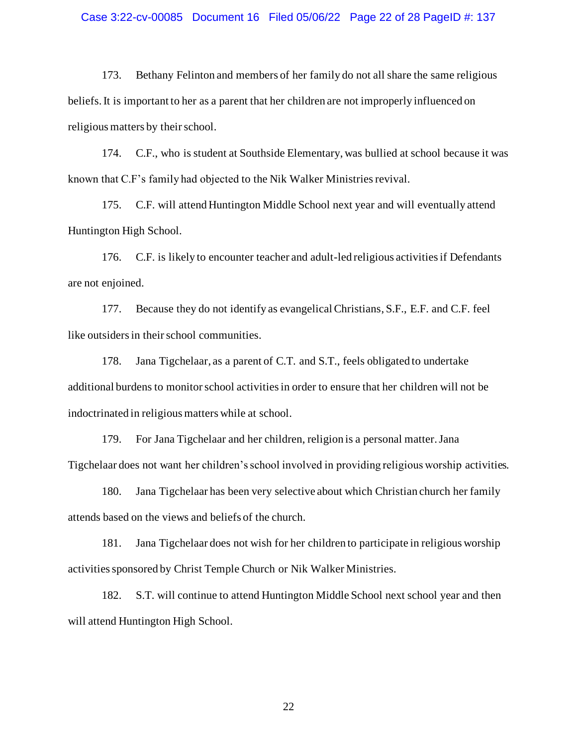173. Bethany Felinton and members of her family do not all share the same religious beliefs. It is important to her as a parent that her children are not improperly influenced on religious matters by their school.

174. C.F., who is student at Southside Elementary, was bullied at school because it was known that C.F's family had objected to the Nik Walker Ministries revival.

175. C.F. will attend Huntington Middle School next year and will eventually attend Huntington High School.

176. C.F. is likely to encounter teacher and adult-led religious activities if Defendants are not enjoined.

177. Because they do not identify as evangelical Christians, S.F., E.F. and C.F. feel like outsiders in their school communities.

178. Jana Tigchelaar, as a parent of C.T. and S.T., feels obligated to undertake additional burdens to monitor school activities in order to ensure that her children will not be indoctrinated in religious matters while at school.

179. For Jana Tigchelaar and her children, religion is a personal matter. Jana Tigchelaar does not want her children's school involved in providing religious worship activities.

180. Jana Tigchelaar has been very selective about which Christian church her family attends based on the views and beliefs of the church.

181. Jana Tigchelaar does not wish for her children to participate in religious worship activities sponsored by Christ Temple Church or Nik Walker Ministries.

182. S.T. will continue to attend Huntington Middle School next school year and then will attend Huntington High School.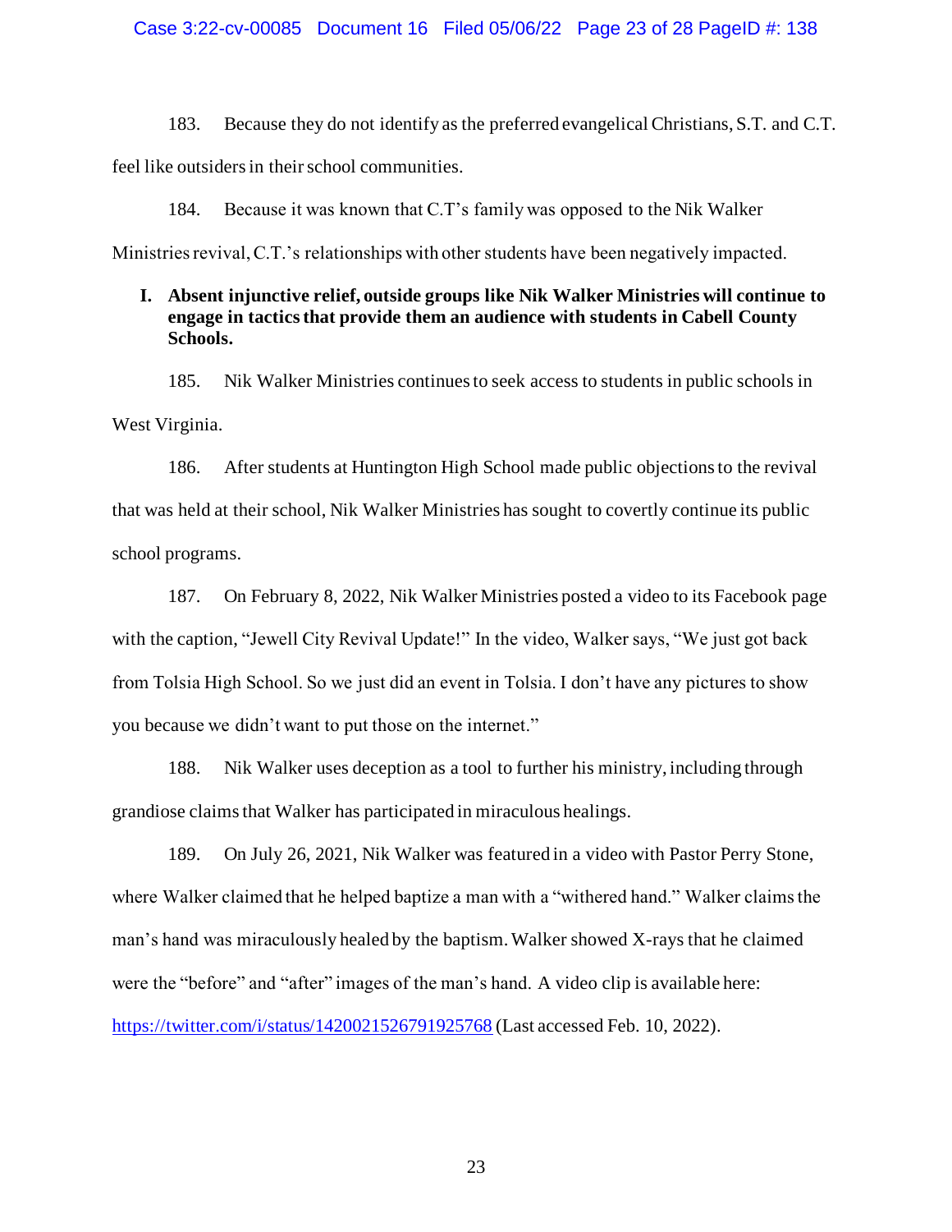183. Because they do not identify as the preferred evangelical Christians, S.T. and C.T. feel like outsiders in their school communities.

184. Because it was known that C.T's family was opposed to the Nik Walker Ministries revival, C.T.'s relationships with other students have been negatively impacted.

### I. Absent injunctive relief, outside groups like Nik Walker Ministries will continue to engage in tactics that provide them an audience with students in Cabell County Schools.

185. Nik Walker Ministries continues to seek access to students in public schools in West Virginia.

186. After students at Huntington High School made public objections to the revival that was held at their school, Nik Walker Ministries has sought to covertly continue its public school programs.

187. On February 8, 2022, Nik Walker Ministries posted a video to its Facebook page with the caption, "Jewell City Revival Update!" In the video, Walker says, "We just got back from Tolsia High School. So we just did an event in Tolsia. I don't have any pictures to show you because we didn't want to put those on the internet."

188. Nik Walker uses deception as a tool to further his ministry, including through grandiose claims that Walker has participated in miraculous healings.

189. On July 26, 2021, Nik Walker was featured in a video with Pastor Perry Stone, where Walker claimed that he helped baptize a man with a "withered hand." Walker claims the man's hand was miraculously healed by the baptism. Walker showed X-rays that he claimed were the "before" and "after" images of the man's hand. A video clip is available here: https://twitter.com/i/status/1420021526791925768 (Last accessed Feb. 10, 2022).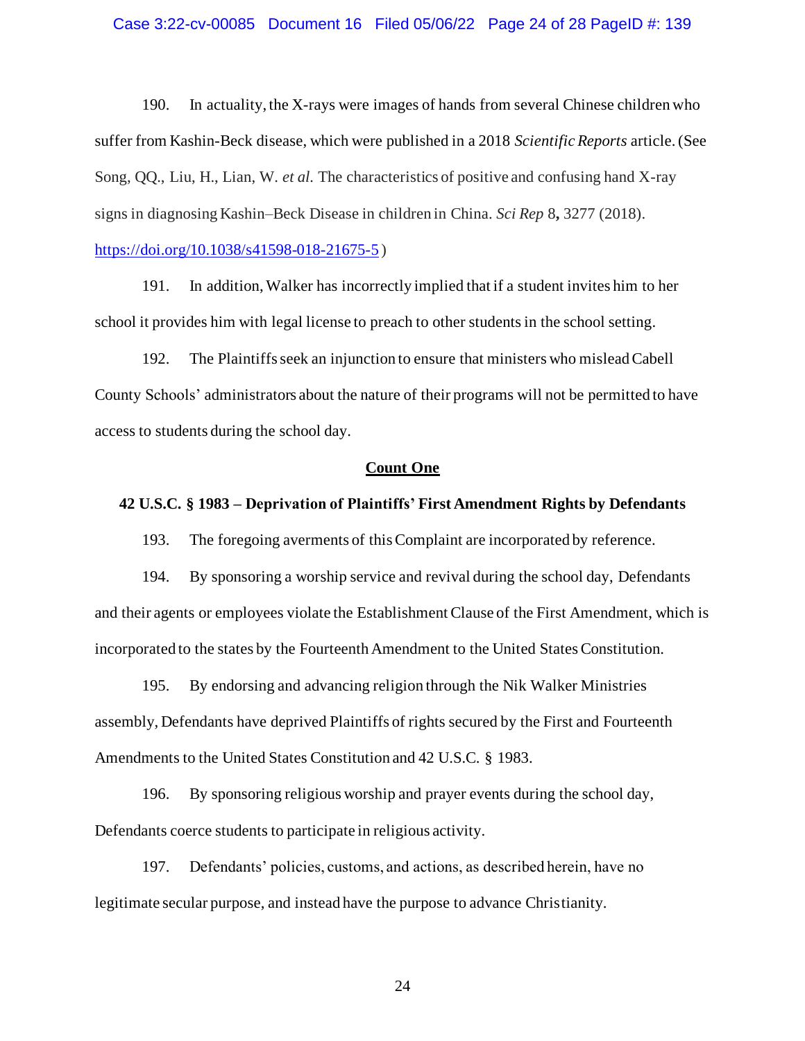190. In actuality, the X-rays were images of hands from several Chinese children who suffer from Kashin-Beck disease, which were published in a 2018 *Scientific Reports* article. (See Song, QQ., Liu, H., Lian, W. *et al.* The characteristics of positive and confusing hand X-ray signs in diagnosing Kashin–Beck Disease in children in China. *Sci Rep* 8**,** 3277 (2018). https://doi.org/10.1038/s41598-018-21675-5 )

191. In addition, Walker has incorrectly implied that if a student invites him to her school it provides him with legal license to preach to other students in the school setting.

192. The Plaintiffs seek an injunction to ensure that ministers who mislead Cabell County Schools' administrators about the nature of their programs will not be permitted to have access to students during the school day.

## Count One

### 42 U.S.C. § 1983 – Deprivation of Plaintiffs' First Amendment Rights by Defendants

193. The foregoing averments of this Complaint are incorporated by reference.

194. By sponsoring a worship service and revival during the school day, Defendants and their agents or employees violate the Establishment Clause of the First Amendment, which is incorporated to the states by the Fourteenth Amendment to the United States Constitution.

195. By endorsing and advancing religion through the Nik Walker Ministries assembly, Defendants have deprived Plaintiffs of rights secured by the First and Fourteenth Amendments to the United States Constitution and 42 U.S.C. § 1983.

196. By sponsoring religious worship and prayer events during the school day, Defendants coerce students to participate in religious activity.

197. Defendants' policies, customs, and actions, as described herein, have no legitimate secular purpose, and instead have the purpose to advance Christianity.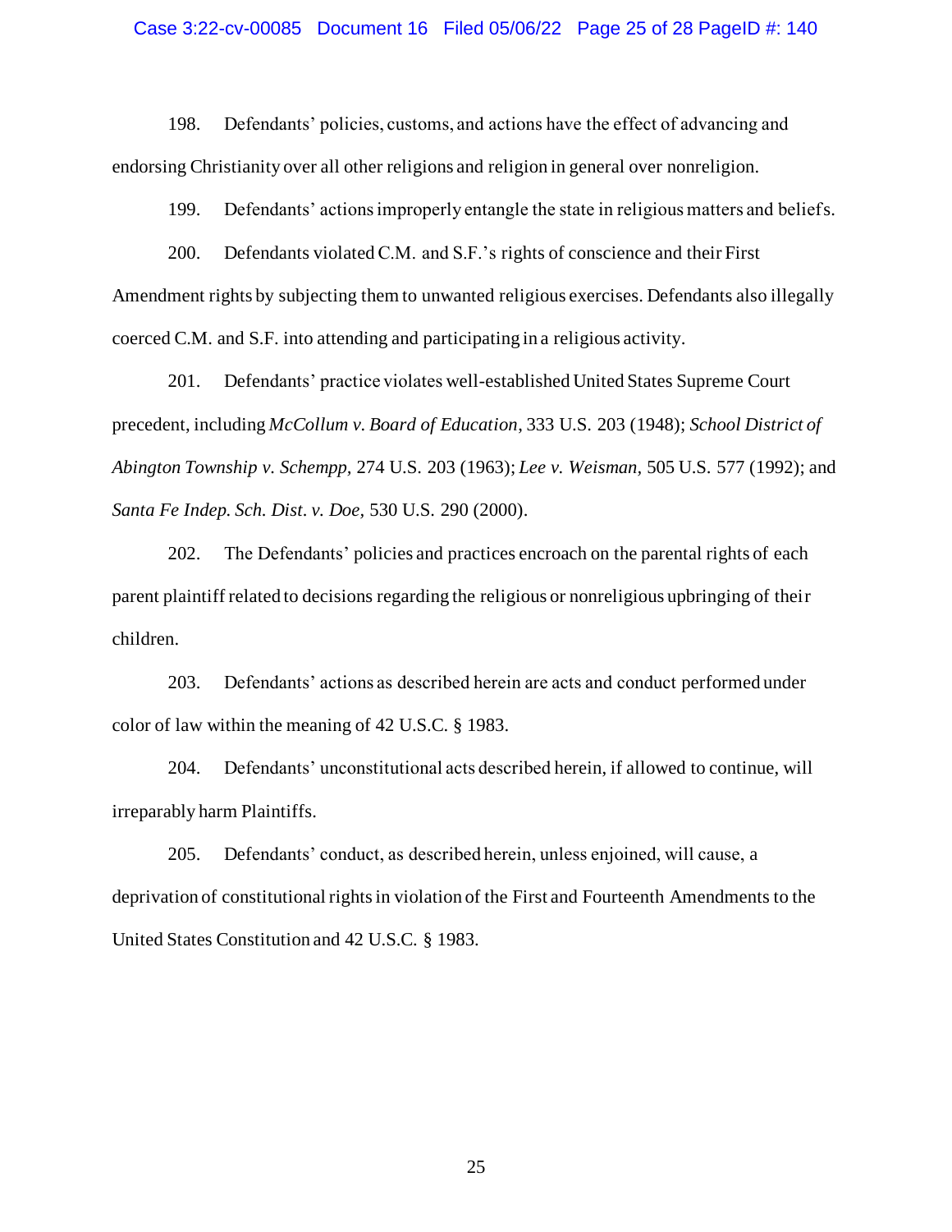198. Defendants' policies, customs, and actions have the effect of advancing and endorsing Christianity over all other religions and religion in general over nonreligion.

199. Defendants' actions improperly entangle the state in religious matters and beliefs.

200. Defendants violated C.M. and S.F.'s rights of conscience and their First Amendment rights by subjecting them to unwanted religious exercises. Defendants also illegally coerced C.M. and S.F. into attending and participating in a religious activity.

201. Defendants' practice violates well-established United States Supreme Court precedent, including *McCollum v. Board of Education*, 333 U.S. 203 (1948); *School District of Abington Township v. Schempp*, 274 U.S. 203 (1963); *Lee v. Weisman*, 505 U.S. 577 (1992); and *Santa Fe Indep. Sch. Dist. v. Doe*, 530 U.S. 290 (2000).

202. The Defendants' policies and practices encroach on the parental rights of each parent plaintiff related to decisions regarding the religious or nonreligious upbringing of their children.

203. Defendants' actions as described herein are acts and conduct performed under color of law within the meaning of 42 U.S.C. § 1983.

204. Defendants' unconstitutional acts described herein, if allowed to continue, will irreparably harm Plaintiffs.

205. Defendants' conduct, as described herein, unless enjoined, will cause, a deprivation of constitutional rights in violation of the First and Fourteenth Amendments to the United States Constitution and 42 U.S.C. § 1983.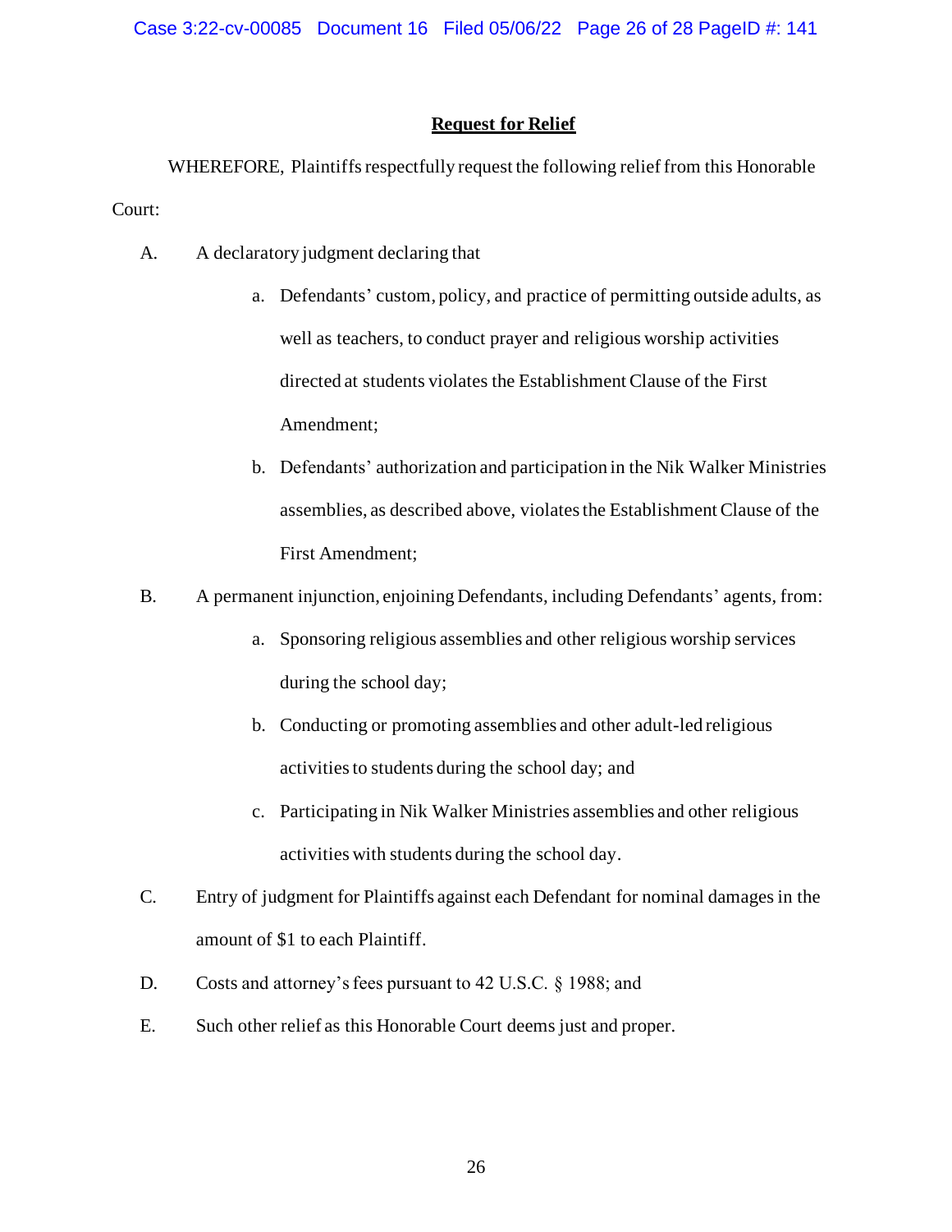## Request for Relief

WHEREFORE, Plaintiffs respectfully request the following relief from this Honorable Court:

A. A declaratory judgment declaring that

   a. Defendants' custom, policy, and practice of permitting outside adults, as well as teachers, to conduct prayer and religious worship activities directed at students violates the Establishment Clause of the First Amendment;

   b. Defendants' authorization and participation in the Nik Walker Ministries assemblies, as described above, violates the Establishment Clause of the First Amendment;

B. A permanent injunction, enjoining Defendants, including Defendants' agents, from:

   a. Sponsoring religious assemblies and other religious worship services during the school day;

   b. Conducting or promoting assemblies and other adult-led religious activities to students during the school day; and

   c. Participating in Nik Walker Ministries assemblies and other religious activities with students during the school day.

C. Entry of judgment for Plaintiffs against each Defendant for nominal damages in the amount of $1 to each Plaintiff.

D. Costs and attorney's fees pursuant to 42 U.S.C. § 1988; and

E. Such other relief as this Honorable Court deems just and proper.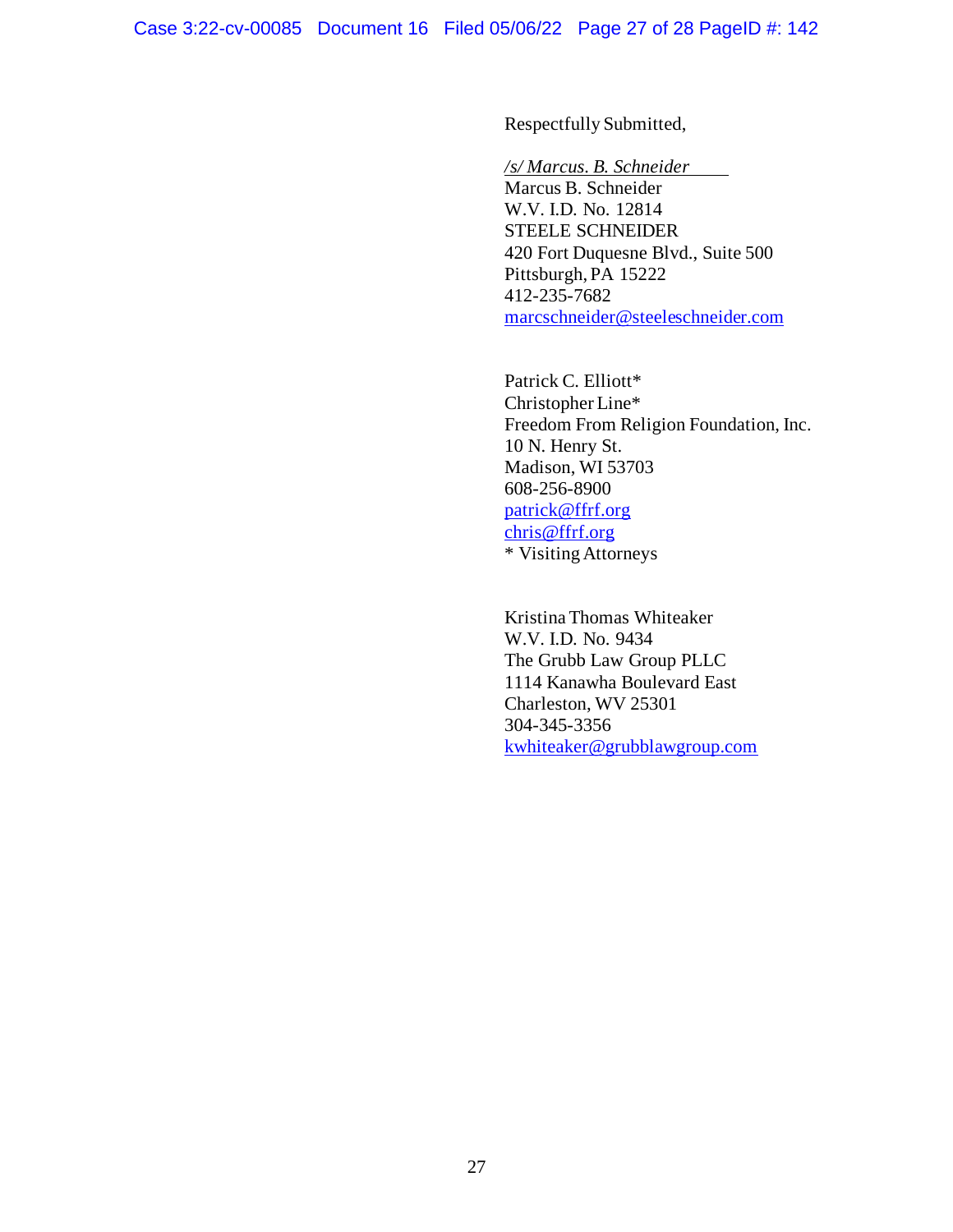Respectfully Submitted,

*/s/ Marcus. B. Schneider*
Marcus B. Schneider
W.V. I.D. No. 12814
STEELE SCHNEIDER
420 Fort Duquesne Blvd., Suite 500
Pittsburgh, PA 15222
412-235-7682
marcschneider@steeleschneider.com

Patrick C. Elliott*
Christopher Line*
Freedom From Religion Foundation, Inc.
10 N. Henry St.
Madison, WI 53703
608-256-8900
patrick@ffrf.org
chris@ffrf.org
* Visiting Attorneys

Kristina Thomas Whiteaker
W.V. I.D. No. 9434
The Grubb Law Group PLLC
1114 Kanawha Boulevard East
Charleston, WV 25301
304-345-3356
kwhiteaker@grubblawgroup.com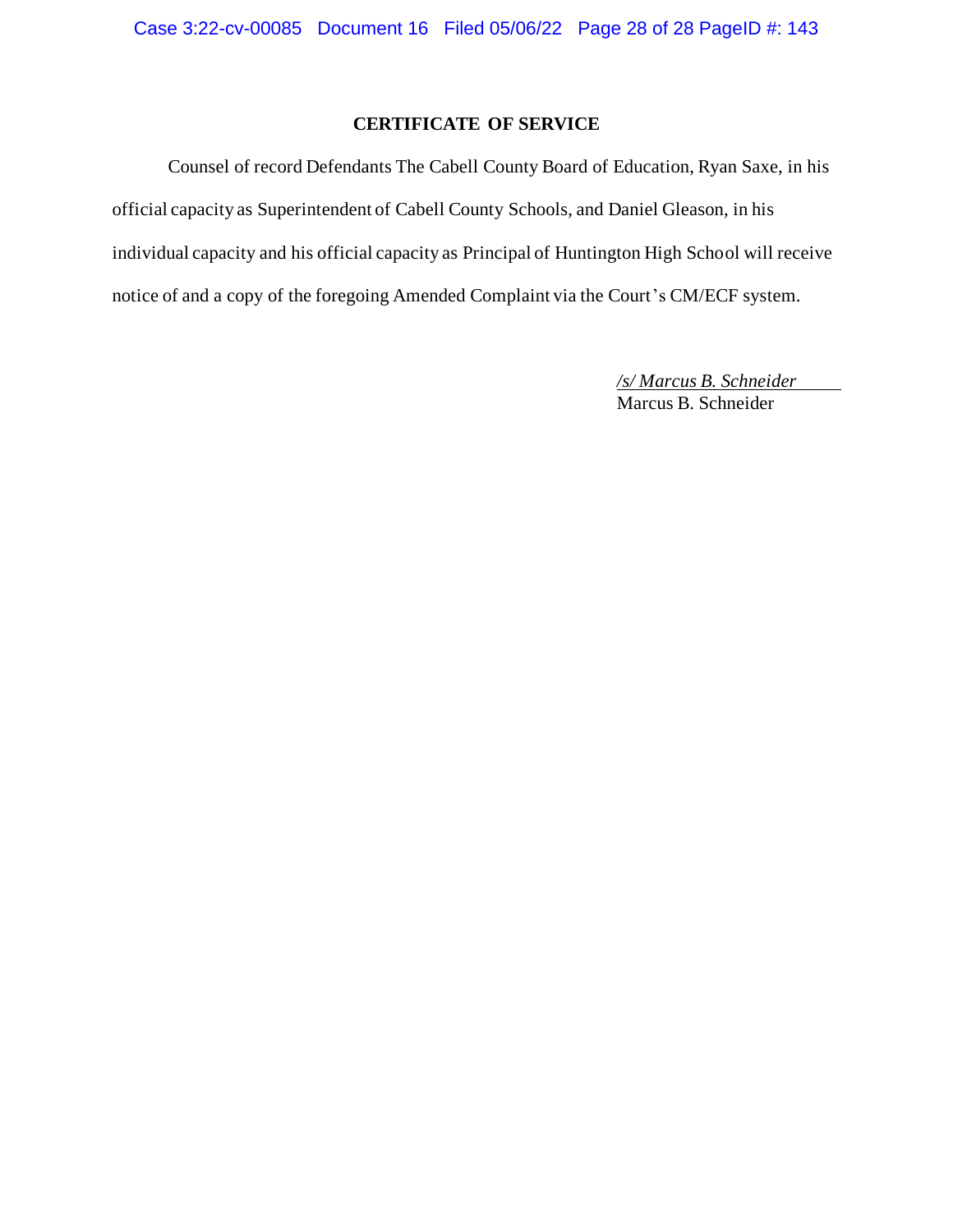**CERTIFICATE OF SERVICE**

Counsel of record Defendants The Cabell County Board of Education, Ryan Saxe, in his official capacity as Superintendent of Cabell County Schools, and Daniel Gleason, in his individual capacity and his official capacity as Principal of Huntington High School will receive notice of and a copy of the foregoing Amended Complaint via the Court's CM/ECF system.

*/s/ Marcus B. Schneider*
Marcus B. Schneider